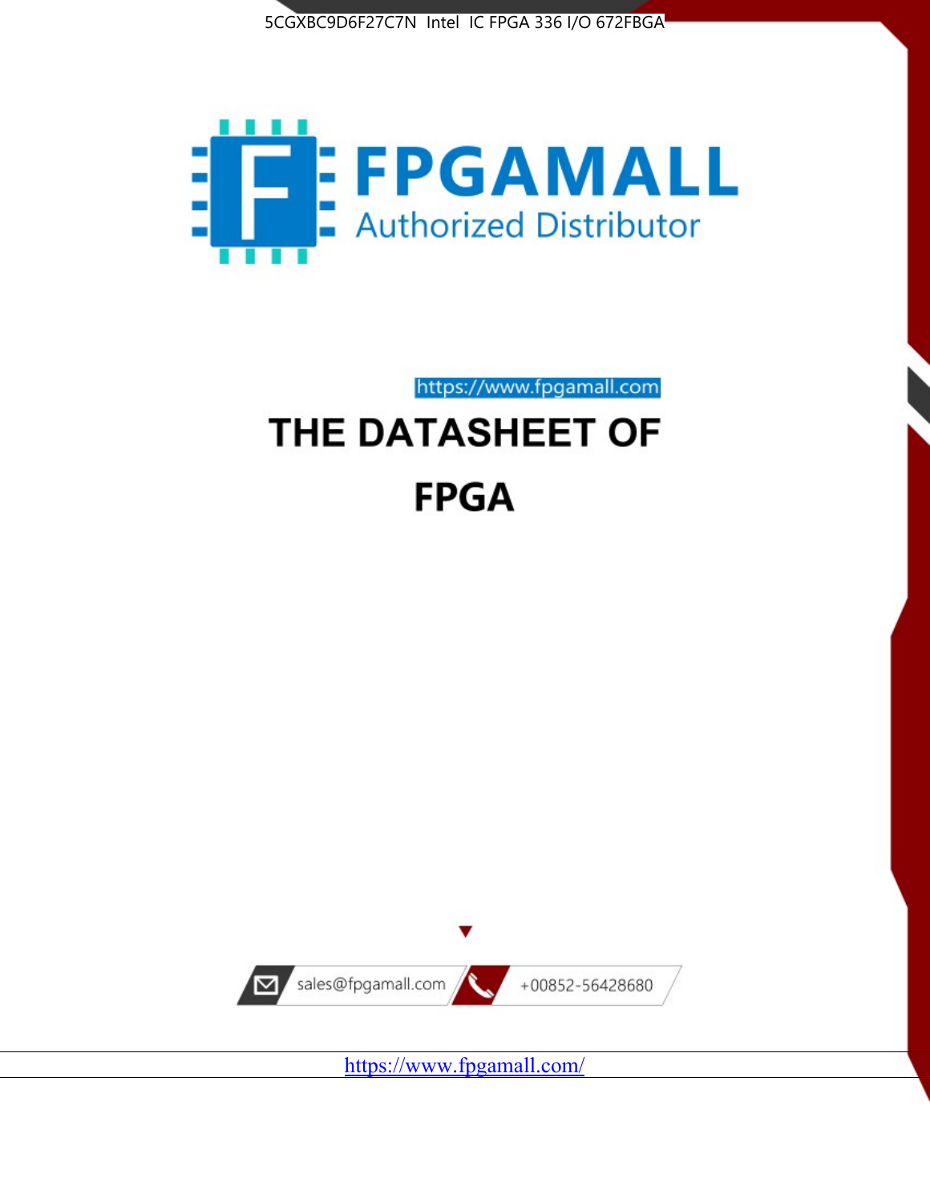5CGXBC9D6F27C7N Intel IC FPGA 336 I/O 672FBGA

FPGAMALL

Authorized Distributor

https://www.fpgamall.com

# THE DATASHEET OF

# FPGA

sales@fpgamall.com

+00852-56428680

https://www.fpgamall.com/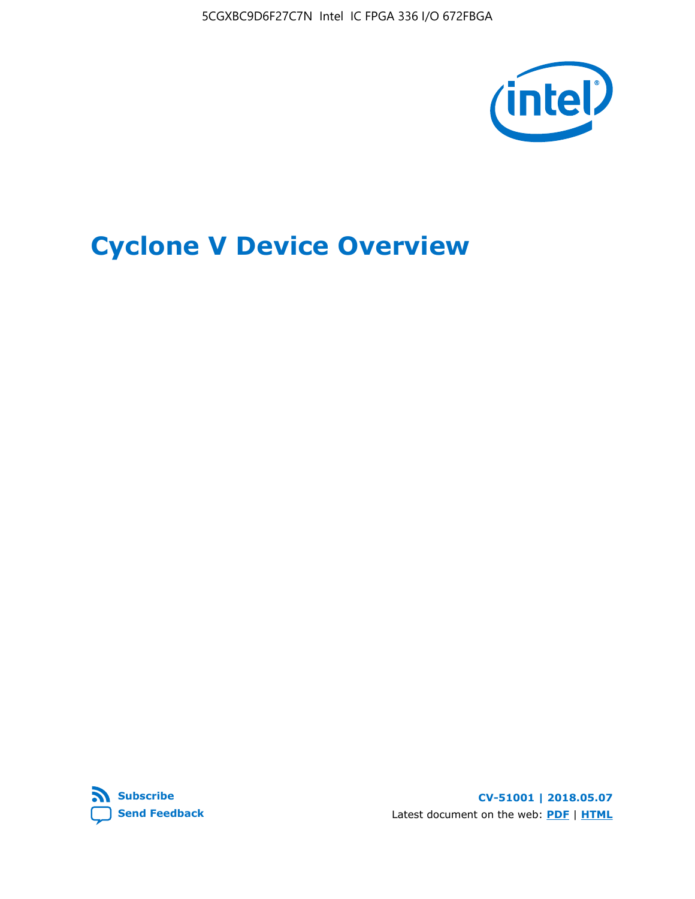# Cyclone V Device Overview

**Subscribe**

**Send Feedback**

**CV-51001 | 2018.05.07**

Latest document on the web: **PDF** | **HTML**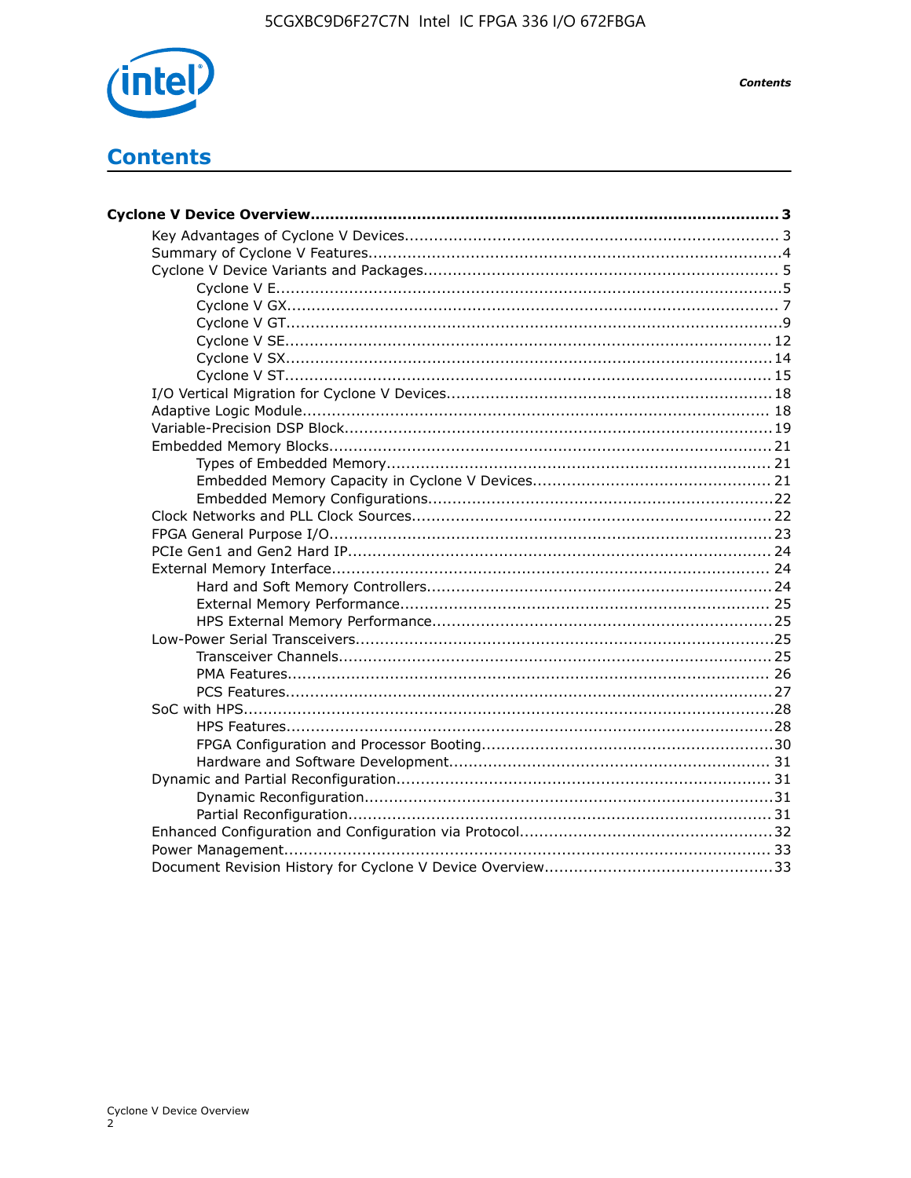# Contents

**Cyclone V Device Overview** ... **3**

- Key Advantages of Cyclone V Devices ... 3
- Summary of Cyclone V Features ... 4
- Cyclone V Device Variants and Packages ... 5
  - Cyclone V E ... 5
  - Cyclone V GX ... 7
  - Cyclone V GT ... 9
  - Cyclone V SE ... 12
  - Cyclone V SX ... 14
  - Cyclone V ST ... 15
- I/O Vertical Migration for Cyclone V Devices ... 18
- Adaptive Logic Module ... 18
- Variable-Precision DSP Block ... 19
- Embedded Memory Blocks ... 21
  - Types of Embedded Memory ... 21
  - Embedded Memory Capacity in Cyclone V Devices ... 21
  - Embedded Memory Configurations ... 22
- Clock Networks and PLL Clock Sources ... 22
- FPGA General Purpose I/O ... 23
- PCIe Gen1 and Gen2 Hard IP ... 24
- External Memory Interface ... 24
  - Hard and Soft Memory Controllers ... 24
  - External Memory Performance ... 25
  - HPS External Memory Performance ... 25
- Low-Power Serial Transceivers ... 25
  - Transceiver Channels ... 25
  - PMA Features ... 26
  - PCS Features ... 27
- SoC with HPS ... 28
  - HPS Features ... 28
  - FPGA Configuration and Processor Booting ... 30
  - Hardware and Software Development ... 31
- Dynamic and Partial Reconfiguration ... 31
  - Dynamic Reconfiguration ... 31
  - Partial Reconfiguration ... 31
- Enhanced Configuration and Configuration via Protocol ... 32
- Power Management ... 33
- Document Revision History for Cyclone V Device Overview ... 33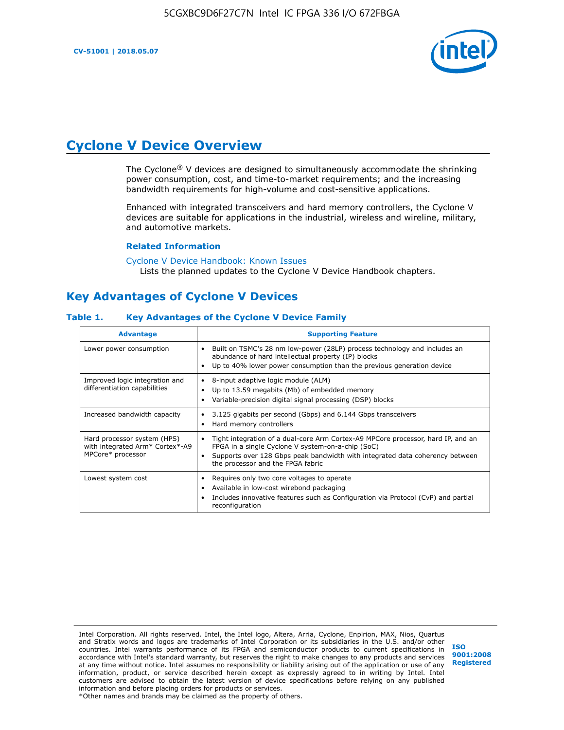# Cyclone V Device Overview

The Cyclone® V devices are designed to simultaneously accommodate the shrinking power consumption, cost, and time-to-market requirements; and the increasing bandwidth requirements for high-volume and cost-sensitive applications.

Enhanced with integrated transceivers and hard memory controllers, the Cyclone V devices are suitable for applications in the industrial, wireless and wireline, military, and automotive markets.

### Related Information

Cyclone V Device Handbook: Known Issues
Lists the planned updates to the Cyclone V Device Handbook chapters.

## Key Advantages of Cyclone V Devices

**Table 1. Key Advantages of the Cyclone V Device Family**

| Advantage | Supporting Feature |
| --- | --- |
| Lower power consumption | • Built on TSMC's 28 nm low-power (28LP) process technology and includes an abundance of hard intellectual property (IP) blocks<br>• Up to 40% lower power consumption than the previous generation device |
| Improved logic integration and differentiation capabilities | • 8-input adaptive logic module (ALM)<br>• Up to 13.59 megabits (Mb) of embedded memory<br>• Variable-precision digital signal processing (DSP) blocks |
| Increased bandwidth capacity | • 3.125 gigabits per second (Gbps) and 6.144 Gbps transceivers<br>• Hard memory controllers |
| Hard processor system (HPS) with integrated Arm* Cortex*-A9 MPCore* processor | • Tight integration of a dual-core Arm Cortex-A9 MPCore processor, hard IP, and an FPGA in a single Cyclone V system-on-a-chip (SoC)<br>• Supports over 128 Gbps peak bandwidth with integrated data coherency between the processor and the FPGA fabric |
| Lowest system cost | • Requires only two core voltages to operate<br>• Available in low-cost wirebond packaging<br>• Includes innovative features such as Configuration via Protocol (CvP) and partial reconfiguration |

Intel Corporation. All rights reserved. Intel, the Intel logo, Altera, Arria, Cyclone, Enpirion, MAX, Nios, Quartus and Stratix words and logos are trademarks of Intel Corporation or its subsidiaries in the U.S. and/or other countries. Intel warrants performance of its FPGA and semiconductor products to current specifications in accordance with Intel's standard warranty, but reserves the right to make changes to any products and services at any time without notice. Intel assumes no responsibility or liability arising out of the application or use of any information, product, or service described herein except as expressly agreed to in writing by Intel. Intel customers are advised to obtain the latest version of device specifications before relying on any published information and before placing orders for products or services.
*Other names and brands may be claimed as the property of others.

ISO 9001:2008 Registered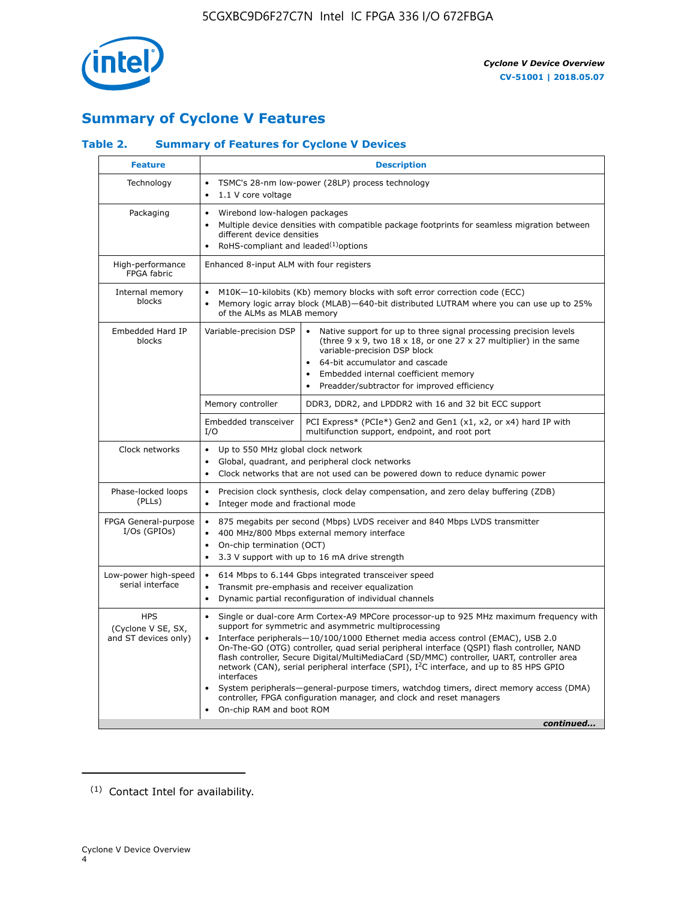## Summary of Cyclone V Features

### Table 2. Summary of Features for Cyclone V Devices

| Feature | Description | |
|---|---|---|
| Technology | • TSMC's 28-nm low-power (28LP) process technology<br>• 1.1 V core voltage | |
| Packaging | • Wirebond low-halogen packages<br>• Multiple device densities with compatible package footprints for seamless migration between different device densities<br>• RoHS-compliant and leaded[(1)] options | |
| High-performance FPGA fabric | Enhanced 8-input ALM with four registers | |
| Internal memory blocks | • M10K—10-kilobits (Kb) memory blocks with soft error correction code (ECC)<br>• Memory logic array block (MLAB)—640-bit distributed LUTRAM where you can use up to 25% of the ALMs as MLAB memory | |
| Embedded Hard IP blocks | Variable-precision DSP | • Native support for up to three signal processing precision levels (three 9 x 9, two 18 x 18, or one 27 x 27 multiplier) in the same variable-precision DSP block<br>• 64-bit accumulator and cascade<br>• Embedded internal coefficient memory<br>• Preadder/subtractor for improved efficiency |
| | Memory controller | DDR3, DDR2, and LPDDR2 with 16 and 32 bit ECC support |
| | Embedded transceiver I/O | PCI Express* (PCIe*) Gen2 and Gen1 (x1, x2, or x4) hard IP with multifunction support, endpoint, and root port |
| Clock networks | • Up to 550 MHz global clock network<br>• Global, quadrant, and peripheral clock networks<br>• Clock networks that are not used can be powered down to reduce dynamic power | |
| Phase-locked loops (PLLs) | • Precision clock synthesis, clock delay compensation, and zero delay buffering (ZDB)<br>• Integer mode and fractional mode | |
| FPGA General-purpose I/Os (GPIOs) | • 875 megabits per second (Mbps) LVDS receiver and 840 Mbps LVDS transmitter<br>• 400 MHz/800 Mbps external memory interface<br>• On-chip termination (OCT)<br>• 3.3 V support with up to 16 mA drive strength | |
| Low-power high-speed serial interface | • 614 Mbps to 6.144 Gbps integrated transceiver speed<br>• Transmit pre-emphasis and receiver equalization<br>• Dynamic partial reconfiguration of individual channels | |
| HPS (Cyclone V SE, SX, and ST devices only) | • Single or dual-core Arm Cortex-A9 MPCore processor-up to 925 MHz maximum frequency with support for symmetric and asymmetric multiprocessing<br>• Interface peripherals—10/100/1000 Ethernet media access control (EMAC), USB 2.0 On-The-GO (OTG) controller, quad serial peripheral interface (QSPI) flash controller, NAND flash controller, Secure Digital/MultiMediaCard (SD/MMC) controller, UART, controller area network (CAN), serial peripheral interface (SPI), I$^2$C interface, and up to 85 HPS GPIO interfaces<br>• System peripherals—general-purpose timers, watchdog timers, direct memory access (DMA) controller, FPGA configuration manager, and clock and reset managers<br>• On-chip RAM and boot ROM | |

*continued...*

(1) Contact Intel for availability.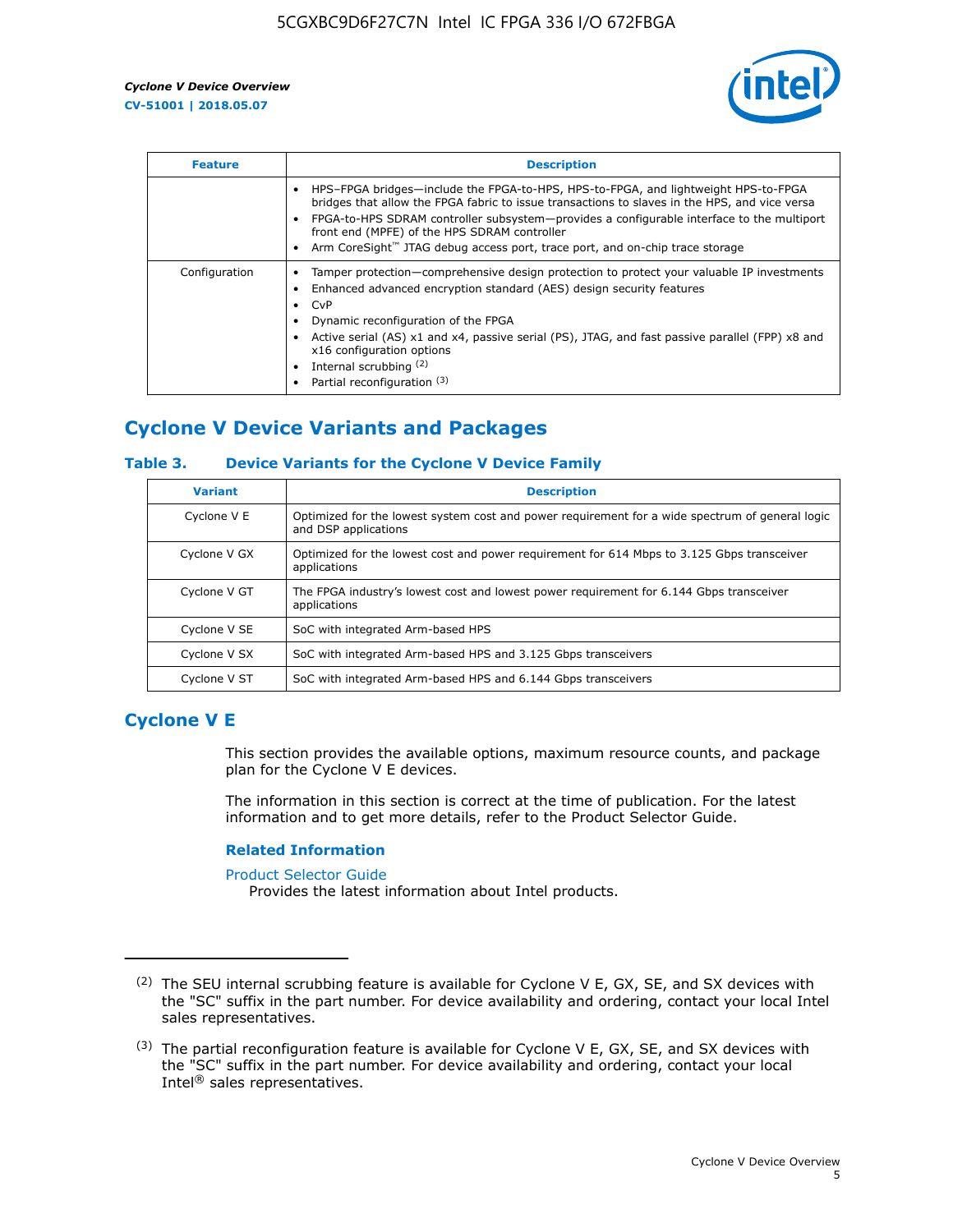| Feature | Description |
| --- | --- |
|  | • HPS–FPGA bridges—include the FPGA-to-HPS, HPS-to-FPGA, and lightweight HPS-to-FPGA bridges that allow the FPGA fabric to issue transactions to slaves in the HPS, and vice versa<br>• FPGA-to-HPS SDRAM controller subsystem—provides a configurable interface to the multiport front end (MPFE) of the HPS SDRAM controller<br>• Arm CoreSight™ JTAG debug access port, trace port, and on-chip trace storage |
| Configuration | • Tamper protection—comprehensive design protection to protect your valuable IP investments<br>• Enhanced advanced encryption standard (AES) design security features<br>• CvP<br>• Dynamic reconfiguration of the FPGA<br>• Active serial (AS) x1 and x4, passive serial (PS), JTAG, and fast passive parallel (FPP) x8 and x16 configuration options<br>• Internal scrubbing [(2)]<br>• Partial reconfiguration [(3)] |

## Cyclone V Device Variants and Packages

### Table 3. Device Variants for the Cyclone V Device Family

| Variant | Description |
| --- | --- |
| Cyclone V E | Optimized for the lowest system cost and power requirement for a wide spectrum of general logic and DSP applications |
| Cyclone V GX | Optimized for the lowest cost and power requirement for 614 Mbps to 3.125 Gbps transceiver applications |
| Cyclone V GT | The FPGA industry's lowest cost and lowest power requirement for 6.144 Gbps transceiver applications |
| Cyclone V SE | SoC with integrated Arm-based HPS |
| Cyclone V SX | SoC with integrated Arm-based HPS and 3.125 Gbps transceivers |
| Cyclone V ST | SoC with integrated Arm-based HPS and 6.144 Gbps transceivers |

## Cyclone V E

This section provides the available options, maximum resource counts, and package plan for the Cyclone V E devices.

The information in this section is correct at the time of publication. For the latest information and to get more details, refer to the Product Selector Guide.

### Related Information

Product Selector Guide
Provides the latest information about Intel products.

---

(2) The SEU internal scrubbing feature is available for Cyclone V E, GX, SE, and SX devices with the "SC" suffix in the part number. For device availability and ordering, contact your local Intel sales representatives.

(3) The partial reconfiguration feature is available for Cyclone V E, GX, SE, and SX devices with the "SC" suffix in the part number. For device availability and ordering, contact your local Intel® sales representatives.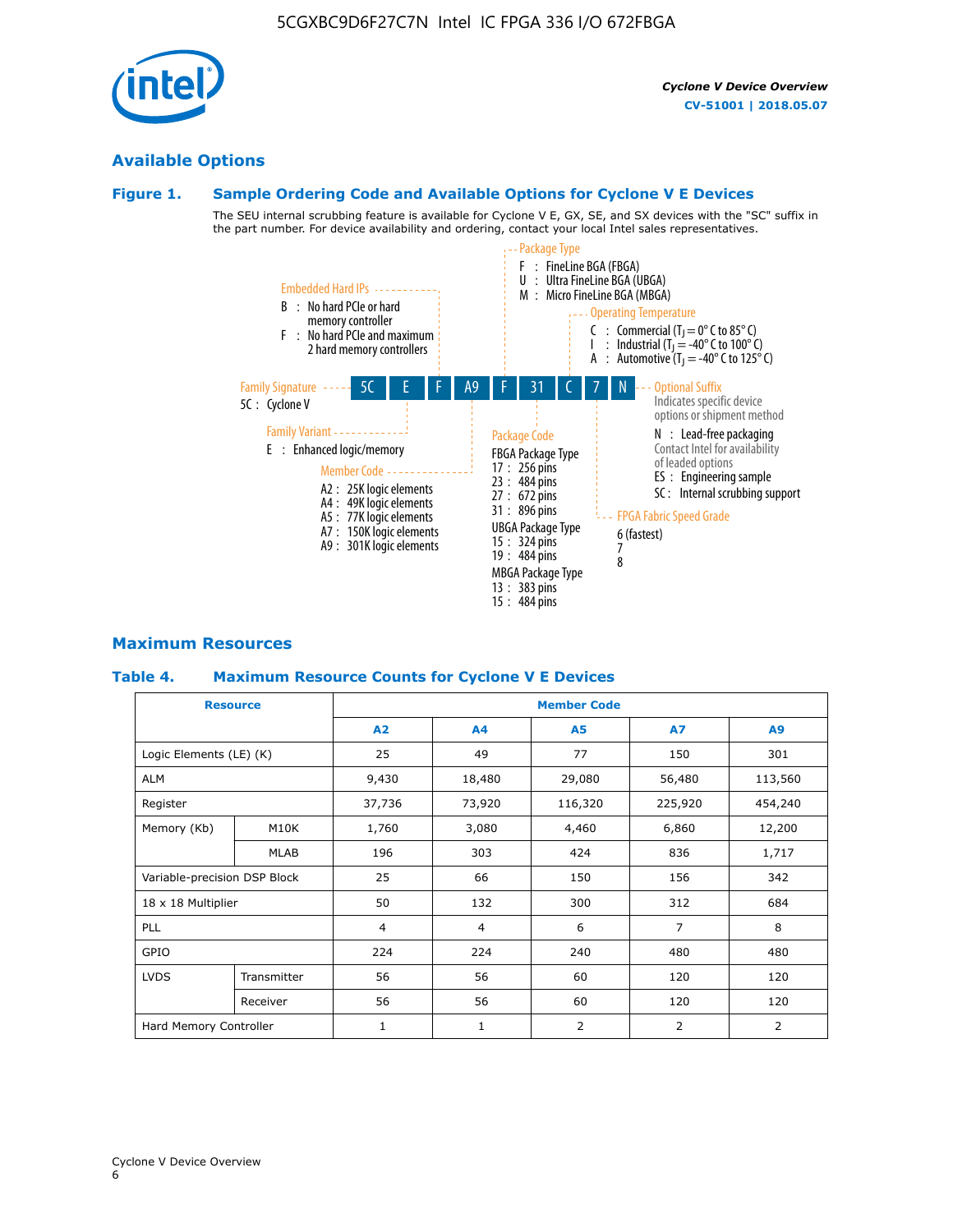## Available Options

### Figure 1. Sample Ordering Code and Available Options for Cyclone V E Devices

The SEU internal scrubbing feature is available for Cyclone V E, GX, SE, and SX devices with the "SC" suffix in the part number. For device availability and ordering, contact your local Intel sales representatives.

**Sample ordering code:** 5C E F A9 F 31 C 7 N

- **Family Signature**
  - 5C : Cyclone V
- **Family Variant**
  - E : Enhanced logic/memory
- **Embedded Hard IPs**
  - B : No hard PCIe or hard memory controller
  - F : No hard PCIe and maximum 2 hard memory controllers
- **Member Code**
  - A2 : 25K logic elements
  - A4 : 49K logic elements
  - A5 : 77K logic elements
  - A7 : 150K logic elements
  - A9 : 301K logic elements
- **Package Type**
  - F : FineLine BGA (FBGA)
  - U : Ultra FineLine BGA (UBGA)
  - M : Micro FineLine BGA (MBGA)
- **Package Code**
  - FBGA Package Type
    - 17 : 256 pins
    - 23 : 484 pins
    - 27 : 672 pins
    - 31 : 896 pins
  - UBGA Package Type
    - 15 : 324 pins
    - 19 : 484 pins
  - MBGA Package Type
    - 13 : 383 pins
    - 15 : 484 pins
- **Operating Temperature**
  - C : Commercial ($T_J$ = 0° C to 85° C)
  - I : Industrial ($T_J$ = -40° C to 100° C)
  - A : Automotive ($T_J$ = -40° C to 125° C)
- **FPGA Fabric Speed Grade**
  - 6 (fastest)
  - 7
  - 8
- **Optional Suffix**
  - Indicates specific device options or shipment method
  - N : Lead-free packaging
  - Contact Intel for availability of leaded options
  - ES : Engineering sample
  - SC : Internal scrubbing support

## Maximum Resources

### Table 4. Maximum Resource Counts for Cyclone V E Devices

| Resource | | Member Code | | | | |
|---|---|---|---|---|---|---|
| | | A2 | A4 | A5 | A7 | A9 |
| Logic Elements (LE) (K) | | 25 | 49 | 77 | 150 | 301 |
| ALM | | 9,430 | 18,480 | 29,080 | 56,480 | 113,560 |
| Register | | 37,736 | 73,920 | 116,320 | 225,920 | 454,240 |
| Memory (Kb) | M10K | 1,760 | 3,080 | 4,460 | 6,860 | 12,200 |
| | MLAB | 196 | 303 | 424 | 836 | 1,717 |
| Variable-precision DSP Block | | 25 | 66 | 150 | 156 | 342 |
| 18 x 18 Multiplier | | 50 | 132 | 300 | 312 | 684 |
| PLL | | 4 | 4 | 6 | 7 | 8 |
| GPIO | | 224 | 224 | 240 | 480 | 480 |
| LVDS | Transmitter | 56 | 56 | 60 | 120 | 120 |
| | Receiver | 56 | 56 | 60 | 120 | 120 |
| Hard Memory Controller | | 1 | 1 | 2 | 2 | 2 |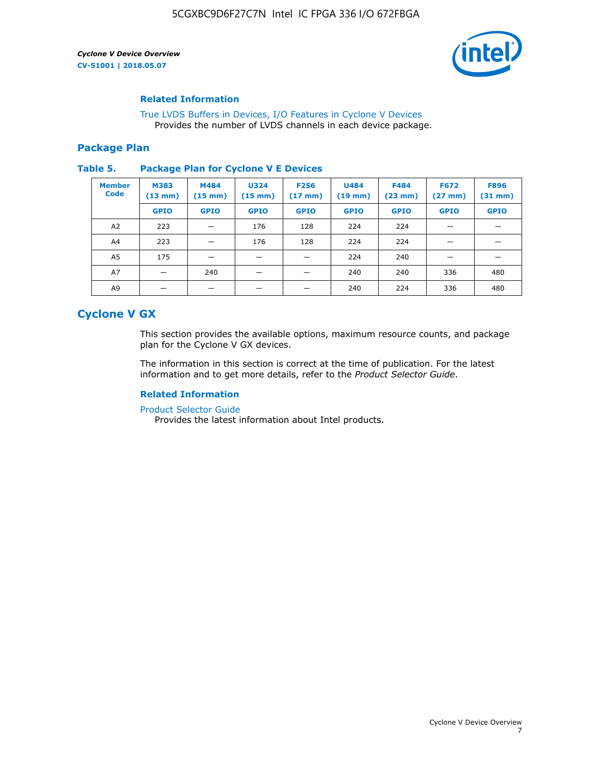### Related Information

True LVDS Buffers in Devices, I/O Features in Cyclone V Devices
Provides the number of LVDS channels in each device package.

## Package Plan

**Table 5. Package Plan for Cyclone V E Devices**

| Member Code | M383 (13 mm) | M484 (15 mm) | U324 (15 mm) | F256 (17 mm) | U484 (19 mm) | F484 (23 mm) | F672 (27 mm) | F896 (31 mm) |
|---|---|---|---|---|---|---|---|---|
| | GPIO | GPIO | GPIO | GPIO | GPIO | GPIO | GPIO | GPIO |
| A2 | 223 | — | 176 | 128 | 224 | 224 | — | — |
| A4 | 223 | — | 176 | 128 | 224 | 224 | — | — |
| A5 | 175 | — | — | — | 224 | 240 | — | — |
| A7 | — | 240 | — | — | 240 | 240 | 336 | 480 |
| A9 | — | — | — | — | 240 | 224 | 336 | 480 |

# Cyclone V GX

This section provides the available options, maximum resource counts, and package plan for the Cyclone V GX devices.

The information in this section is correct at the time of publication. For the latest information and to get more details, refer to the *Product Selector Guide*.

### Related Information

Product Selector Guide
Provides the latest information about Intel products.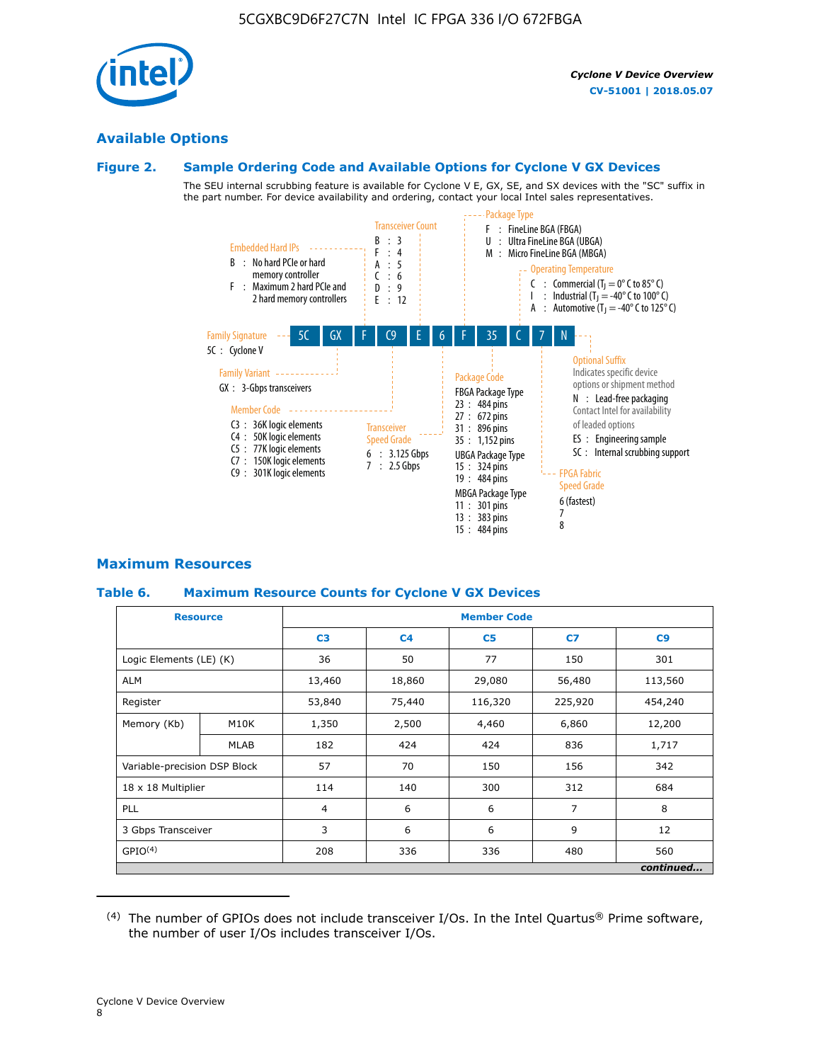## Available Options

### Figure 2. Sample Ordering Code and Available Options for Cyclone V GX Devices

The SEU internal scrubbing feature is available for Cyclone V E, GX, SE, and SX devices with the "SC" suffix in the part number. For device availability and ordering, contact your local Intel sales representatives.

Sample ordering code: 5C GX F C9 E 6 F 35 C 7 N

**Family Signature**
- 5C : Cyclone V

**Family Variant**
- GX : 3-Gbps transceivers

**Embedded Hard IPs**
- B : No hard PCIe or hard memory controller
- F : Maximum 2 hard PCIe and 2 hard memory controllers

**Member Code**
- C3 : 36K logic elements
- C4 : 50K logic elements
- C5 : 77K logic elements
- C7 : 150K logic elements
- C9 : 301K logic elements

**Transceiver Count**
- B : 3
- F : 4
- A : 5
- C : 6
- D : 9
- E : 12

**Transceiver Speed Grade**
- 6 : 3.125 Gbps
- 7 : 2.5 Gbps

**Package Type**
- F : FineLine BGA (FBGA)
- U : Ultra FineLine BGA (UBGA)
- M : Micro FineLine BGA (MBGA)

**Package Code**

FBGA Package Type
- 23 : 484 pins
- 27 : 672 pins
- 31 : 896 pins
- 35 : 1,152 pins

UBGA Package Type
- 15 : 324 pins
- 19 : 484 pins

MBGA Package Type
- 11 : 301 pins
- 13 : 383 pins
- 15 : 484 pins

**Operating Temperature**
- C : Commercial ($T_J$ = 0° C to 85° C)
- I : Industrial ($T_J$ = -40° C to 100° C)
- A : Automotive ($T_J$ = -40° C to 125° C)

**FPGA Fabric Speed Grade**
- 6 (fastest)
- 7
- 8

**Optional Suffix**

Indicates specific device options or shipment method
- N : Lead-free packaging
  Contact Intel for availability of leaded options
- ES : Engineering sample
- SC : Internal scrubbing support

## Maximum Resources

### Table 6. Maximum Resource Counts for Cyclone V GX Devices

| Resource | | Member Code | | | | |
|---|---|---|---|---|---|---|
| | | C3 | C4 | C5 | C7 | C9 |
| Logic Elements (LE) (K) | | 36 | 50 | 77 | 150 | 301 |
| ALM | | 13,460 | 18,860 | 29,080 | 56,480 | 113,560 |
| Register | | 53,840 | 75,440 | 116,320 | 225,920 | 454,240 |
| Memory (Kb) | M10K | 1,350 | 2,500 | 4,460 | 6,860 | 12,200 |
| | MLAB | 182 | 424 | 424 | 836 | 1,717 |
| Variable-precision DSP Block | | 57 | 70 | 150 | 156 | 342 |
| 18 x 18 Multiplier | | 114 | 140 | 300 | 312 | 684 |
| PLL | | 4 | 6 | 6 | 7 | 8 |
| 3 Gbps Transceiver | | 3 | 6 | 6 | 9 | 12 |
| GPIO[4] | | 208 | 336 | 336 | 480 | 560 |

*continued...*

[4] The number of GPIOs does not include transceiver I/Os. In the Intel Quartus® Prime software, the number of user I/Os includes transceiver I/Os.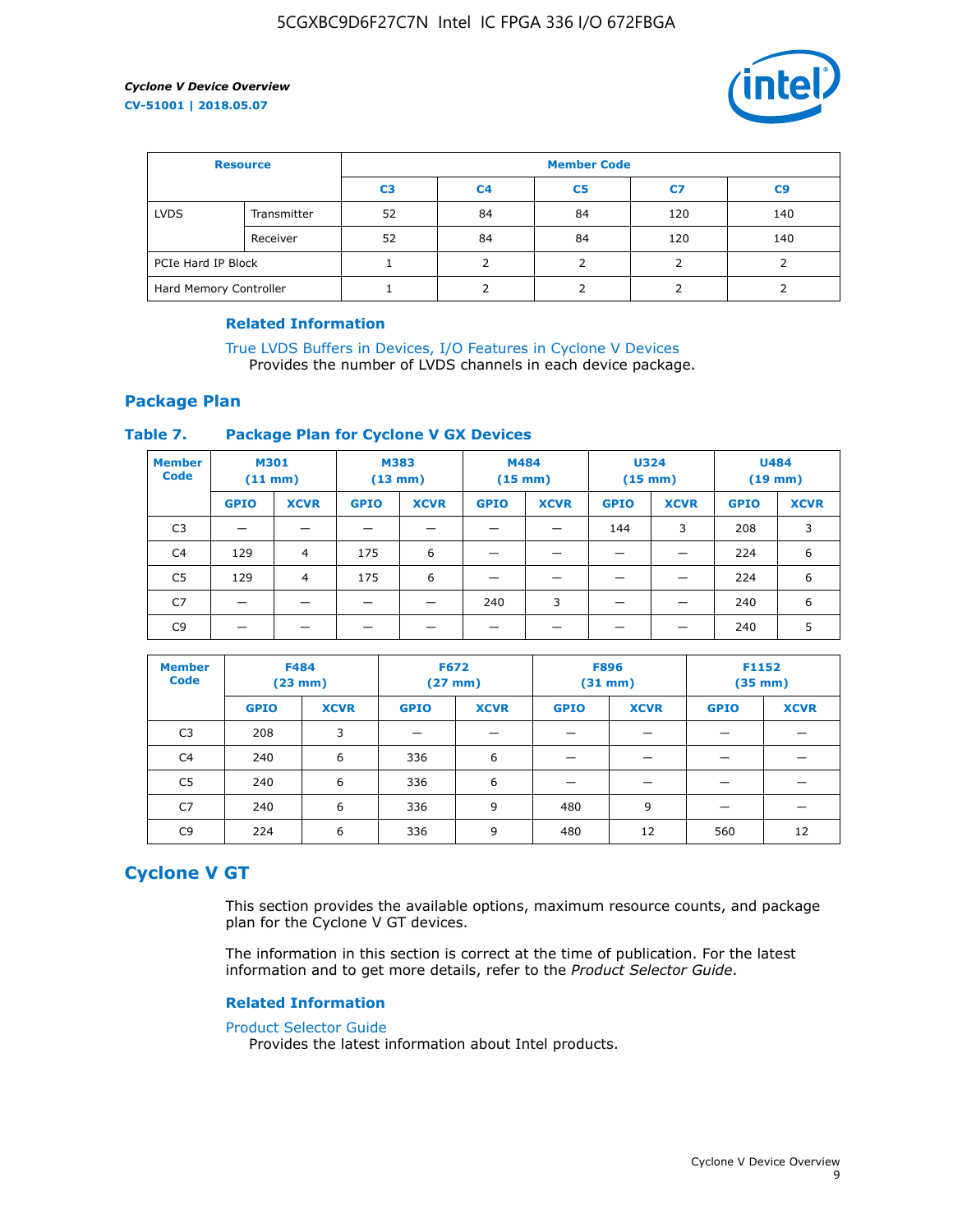| Resource | | Member Code | | | | |
|---|---|---|---|---|---|---|
| | | C3 | C4 | C5 | C7 | C9 |
| LVDS | Transmitter | 52 | 84 | 84 | 120 | 140 |
| | Receiver | 52 | 84 | 84 | 120 | 140 |
| PCIe Hard IP Block | | 1 | 2 | 2 | 2 | 2 |
| Hard Memory Controller | | 1 | 2 | 2 | 2 | 2 |

### Related Information

True LVDS Buffers in Devices, I/O Features in Cyclone V Devices
Provides the number of LVDS channels in each device package.

## Package Plan

**Table 7. Package Plan for Cyclone V GX Devices**

| Member Code | M301 (11 mm) | | M383 (13 mm) | | M484 (15 mm) | | U324 (15 mm) | | U484 (19 mm) | |
|---|---|---|---|---|---|---|---|---|---|---|
| | GPIO | XCVR | GPIO | XCVR | GPIO | XCVR | GPIO | XCVR | GPIO | XCVR |
| C3 | — | — | — | — | — | — | 144 | 3 | 208 | 3 |
| C4 | 129 | 4 | 175 | 6 | — | — | — | — | 224 | 6 |
| C5 | 129 | 4 | 175 | 6 | — | — | — | — | 224 | 6 |
| C7 | — | — | — | — | 240 | 3 | — | — | 240 | 6 |
| C9 | — | — | — | — | — | — | — | — | 240 | 5 |

| Member Code | F484 (23 mm) | | F672 (27 mm) | | F896 (31 mm) | | F1152 (35 mm) | |
|---|---|---|---|---|---|---|---|---|
| | GPIO | XCVR | GPIO | XCVR | GPIO | XCVR | GPIO | XCVR |
| C3 | 208 | 3 | — | — | — | — | — | — |
| C4 | 240 | 6 | 336 | 6 | — | — | — | — |
| C5 | 240 | 6 | 336 | 6 | — | — | — | — |
| C7 | 240 | 6 | 336 | 9 | 480 | 9 | — | — |
| C9 | 224 | 6 | 336 | 9 | 480 | 12 | 560 | 12 |

# Cyclone V GT

This section provides the available options, maximum resource counts, and package plan for the Cyclone V GT devices.

The information in this section is correct at the time of publication. For the latest information and to get more details, refer to the *Product Selector Guide*.

### Related Information

Product Selector Guide
Provides the latest information about Intel products.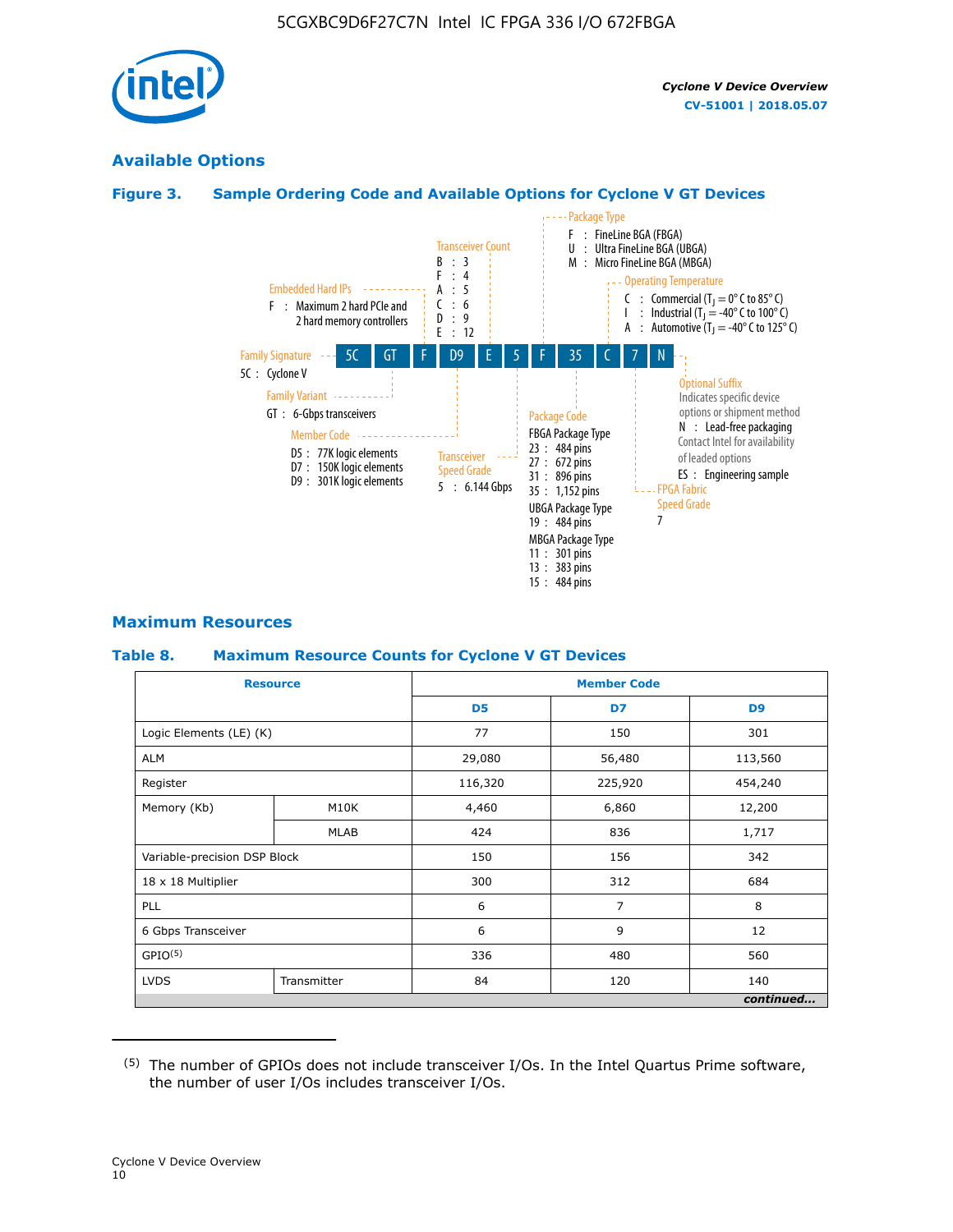## Available Options

### Figure 3. Sample Ordering Code and Available Options for Cylone V GT Devices

Sample ordering code: **5C GT F D9 E 5 F 35 C 7 N**

- **Family Signature**
  - 5C : Cyclone V
- **Family Variant**
  - GT : 6-Gbps transceivers
- **Embedded Hard IPs**
  - F : Maximum 2 hard PCIe and 2 hard memory controllers
- **Member Code**
  - D5 : 77K logic elements
  - D7 : 150K logic elements
  - D9 : 301K logic elements
- **Transceiver Count**
  - B : 3
  - F : 4
  - A : 5
  - C : 6
  - D : 9
  - E : 12
- **Transceiver Speed Grade**
  - 5 : 6.144 Gbps
- **Package Type**
  - F : FineLine BGA (FBGA)
  - U : Ultra FineLine BGA (UBGA)
  - M : Micro FineLine BGA (MBGA)
- **Package Code**
  - FBGA Package Type
    - 23 : 484 pins
    - 27 : 672 pins
    - 31 : 896 pins
    - 35 : 1,152 pins
  - UBGA Package Type
    - 19 : 484 pins
  - MBGA Package Type
    - 11 : 301 pins
    - 13 : 383 pins
    - 15 : 484 pins
- **Operating Temperature**
  - C : Commercial ($T_J$ = 0° C to 85° C)
  - I : Industrial ($T_J$ = -40° C to 100° C)
  - A : Automotive ($T_J$ = -40° C to 125° C)
- **FPGA Fabric Speed Grade**
  - 7
- **Optional Suffix**
  - Indicates specific device options or shipment method
  - N : Lead-free packaging
  - Contact Intel for availability of leaded options
  - ES : Engineering sample

## Maximum Resources

### Table 8. Maximum Resource Counts for Cyclone V GT Devices

| Resource | | Member Code | | |
|---|---|---|---|---|
| | | D5 | D7 | D9 |
| Logic Elements (LE) (K) | | 77 | 150 | 301 |
| ALM | | 29,080 | 56,480 | 113,560 |
| Register | | 116,320 | 225,920 | 454,240 |
| Memory (Kb) | M10K | 4,460 | 6,860 | 12,200 |
| | MLAB | 424 | 836 | 1,717 |
| Variable-precision DSP Block | | 150 | 156 | 342 |
| 18 x 18 Multiplier | | 300 | 312 | 684 |
| PLL | | 6 | 7 | 8 |
| 6 Gbps Transceiver | | 6 | 9 | 12 |
| GPIO[5] | | 336 | 480 | 560 |
| LVDS | Transmitter | 84 | 120 | 140 |

*continued...*

(5) The number of GPIOs does not include transceiver I/Os. In the Intel Quartus Prime software, the number of user I/Os includes transceiver I/Os.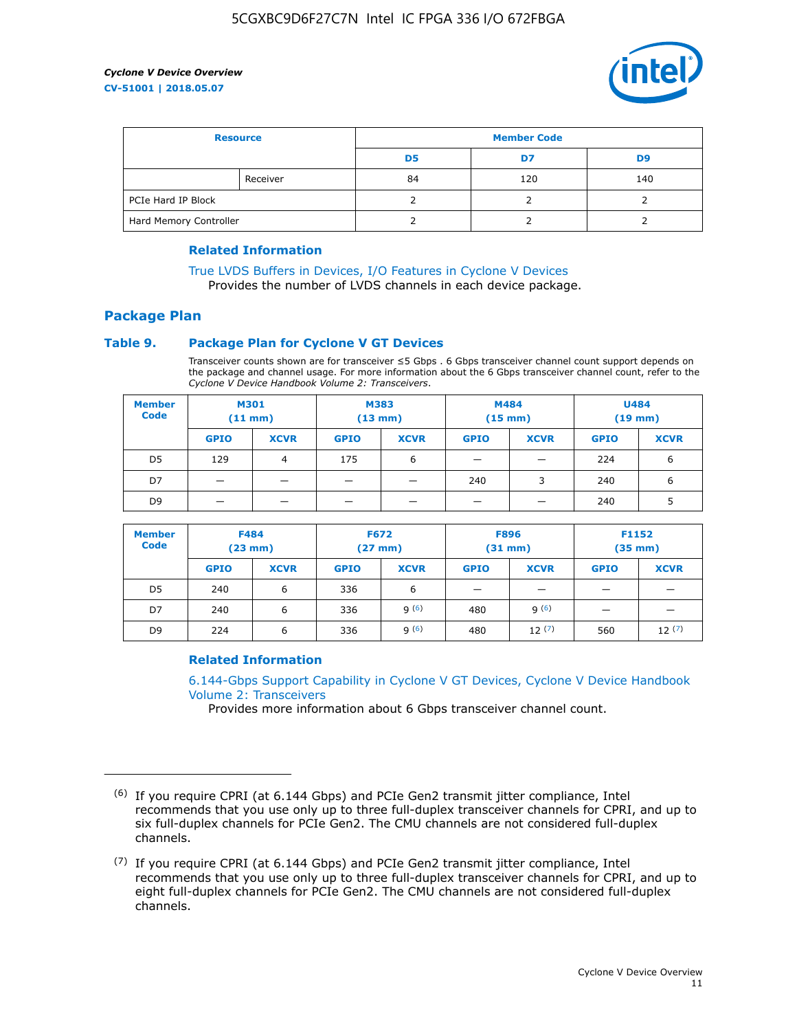| Resource | | Member Code | | |
|---|---|---|---|---|
| | | D5 | D7 | D9 |
| | Receiver | 84 | 120 | 140 |
| PCIe Hard IP Block | | 2 | 2 | 2 |
| Hard Memory Controller | | 2 | 2 | 2 |

#### Related Information

True LVDS Buffers in Devices, I/O Features in Cyclone V Devices
Provides the number of LVDS channels in each device package.

## Package Plan

### Table 9. Package Plan for Cyclone V GT Devices

Transceiver counts shown are for transceiver ≤5 Gbps . 6 Gbps transceiver channel count support depends on the package and channel usage. For more information about the 6 Gbps transceiver channel count, refer to the *Cyclone V Device Handbook Volume 2: Transceivers*.

| Member Code | M301 (11 mm) | | M383 (13 mm) | | M484 (15 mm) | | U484 (19 mm) | |
|---|---|---|---|---|---|---|---|---|
| | GPIO | XCVR | GPIO | XCVR | GPIO | XCVR | GPIO | XCVR |
| D5 | 129 | 4 | 175 | 6 | — | — | 224 | 6 |
| D7 | — | — | — | — | 240 | 3 | 240 | 6 |
| D9 | — | — | — | — | — | — | 240 | 5 |

| Member Code | F484 (23 mm) | | F672 (27 mm) | | F896 (31 mm) | | F1152 (35 mm) | |
|---|---|---|---|---|---|---|---|---|
| | GPIO | XCVR | GPIO | XCVR | GPIO | XCVR | GPIO | XCVR |
| D5 | 240 | 6 | 336 | 6 | — | — | — | — |
| D7 | 240 | 6 | 336 | 9 (6) | 480 | 9 (6) | — | — |
| D9 | 224 | 6 | 336 | 9 (6) | 480 | 12 (7) | 560 | 12 (7) |

#### Related Information

6.144-Gbps Support Capability in Cyclone V GT Devices, Cyclone V Device Handbook Volume 2: Transceivers
Provides more information about 6 Gbps transceiver channel count.

---

(6) If you require CPRI (at 6.144 Gbps) and PCIe Gen2 transmit jitter compliance, Intel recommends that you use only up to three full-duplex transceiver channels for CPRI, and up to six full-duplex channels for PCIe Gen2. The CMU channels are not considered full-duplex channels.

(7) If you require CPRI (at 6.144 Gbps) and PCIe Gen2 transmit jitter compliance, Intel recommends that you use only up to three full-duplex transceiver channels for CPRI, and up to eight full-duplex channels for PCIe Gen2. The CMU channels are not considered full-duplex channels.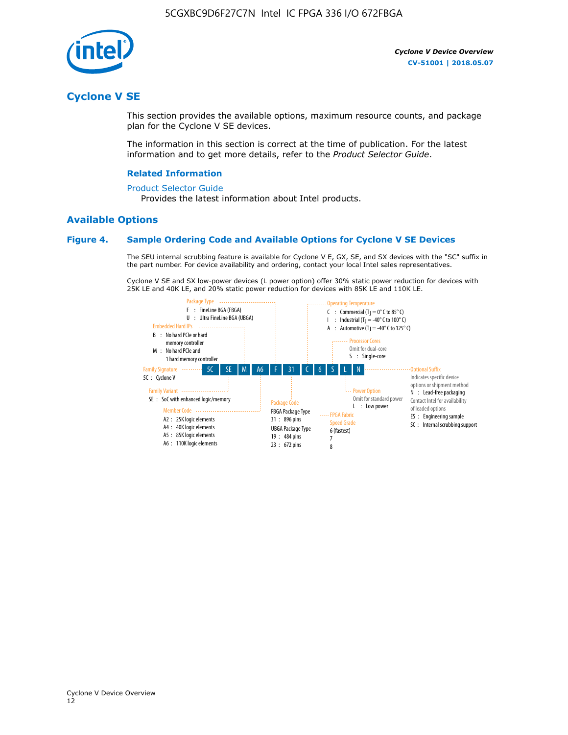# Cyclone V SE

This section provides the available options, maximum resource counts, and package plan for the Cyclone V SE devices.

The information in this section is correct at the time of publication. For the latest information and to get more details, refer to the *Product Selector Guide*.

### Related Information

Product Selector Guide

Provides the latest information about Intel products.

## Available Options

### Figure 4. Sample Ordering Code and Available Options for Cyclone V SE Devices

The SEU internal scrubbing feature is available for Cyclone V E, GX, SE, and SX devices with the "SC" suffix in the part number. For device availability and ordering, contact your local Intel sales representatives.

Cyclone V SE and SX low-power devices (L power option) offer 30% static power reduction for devices with 25K LE and 40K LE, and 20% static power reduction for devices with 85K LE and 110K LE.

Sample ordering code: 5C SE M A6 F 31 C 6 S L N

- **Family Signature**
  - 5C : Cyclone V
- **Family Variant**
  - SE : SoC with enhanced logic/memory
- **Embedded Hard IPs**
  - B : No hard PCIe or hard memory controller
  - M : No hard PCIe and 1 hard memory controller
- **Member Code**
  - A2 : 25K logic elements
  - A4 : 40K logic elements
  - A5 : 85K logic elements
  - A6 : 110K logic elements
- **Package Type**
  - F : FineLine BGA (FBGA)
  - U : Ultra FineLine BGA (UBGA)
- **Package Code**
  - FBGA Package Type
    - 31 : 896 pins
  - UBGA Package Type
    - 19 : 484 pins
    - 23 : 672 pins
- **Operating Temperature**
  - C : Commercial ($T_J$ = 0° C to 85° C)
  - I : Industrial ($T_J$ = -40° C to 100° C)
  - A : Automotive ($T_J$ = -40° C to 125° C)
- **FPGA Fabric Speed Grade**
  - 6 (fastest)
  - 7
  - 8
- **Processor Cores**
  - Omit for dual-core
  - S : Single-core
- **Power Option**
  - Omit for standard power
  - L : Low power
- **Optional Suffix**
  - Indicates specific device options or shipment method
  - N : Lead-free packaging
  - Contact Intel for availability of leaded options
  - ES : Engineering sample
  - SC : Internal scrubbing support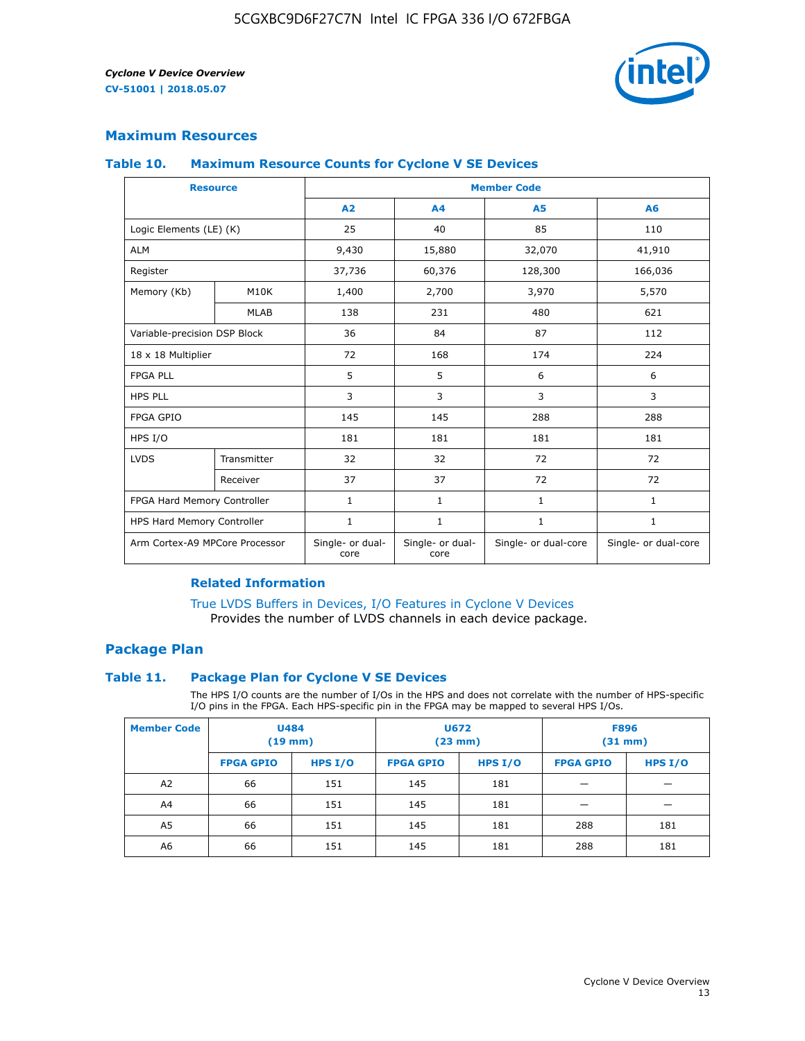## Maximum Resources

### Table 10. Maximum Resource Counts for Cyclone V SE Devices

| Resource | | Member Code | | | |
|---|---|---|---|---|---|
| | | A2 | A4 | A5 | A6 |
| Logic Elements (LE) (K) | | 25 | 40 | 85 | 110 |
| ALM | | 9,430 | 15,880 | 32,070 | 41,910 |
| Register | | 37,736 | 60,376 | 128,300 | 166,036 |
| Memory (Kb) | M10K | 1,400 | 2,700 | 3,970 | 5,570 |
| | MLAB | 138 | 231 | 480 | 621 |
| Variable-precision DSP Block | | 36 | 84 | 87 | 112 |
| 18 x 18 Multiplier | | 72 | 168 | 174 | 224 |
| FPGA PLL | | 5 | 5 | 6 | 6 |
| HPS PLL | | 3 | 3 | 3 | 3 |
| FPGA GPIO | | 145 | 145 | 288 | 288 |
| HPS I/O | | 181 | 181 | 181 | 181 |
| LVDS | Transmitter | 32 | 32 | 72 | 72 |
| | Receiver | 37 | 37 | 72 | 72 |
| FPGA Hard Memory Controller | | 1 | 1 | 1 | 1 |
| HPS Hard Memory Controller | | 1 | 1 | 1 | 1 |
| Arm Cortex-A9 MPCore Processor | | Single- or dual-core | Single- or dual-core | Single- or dual-core | Single- or dual-core |

#### Related Information

True LVDS Buffers in Devices, I/O Features in Cyclone V Devices
Provides the number of LVDS channels in each device package.

## Package Plan

### Table 11. Package Plan for Cyclone V SE Devices

The HPS I/O counts are the number of I/Os in the HPS and does not correlate with the number of HPS-specific I/O pins in the FPGA. Each HPS-specific pin in the FPGA may be mapped to several HPS I/Os.

| Member Code | U484 (19 mm) | | U672 (23 mm) | | F896 (31 mm) | |
|---|---|---|---|---|---|---|
| | FPGA GPIO | HPS I/O | FPGA GPIO | HPS I/O | FPGA GPIO | HPS I/O |
| A2 | 66 | 151 | 145 | 181 | — | — |
| A4 | 66 | 151 | 145 | 181 | — | — |
| A5 | 66 | 151 | 145 | 181 | 288 | 181 |
| A6 | 66 | 151 | 145 | 181 | 288 | 181 |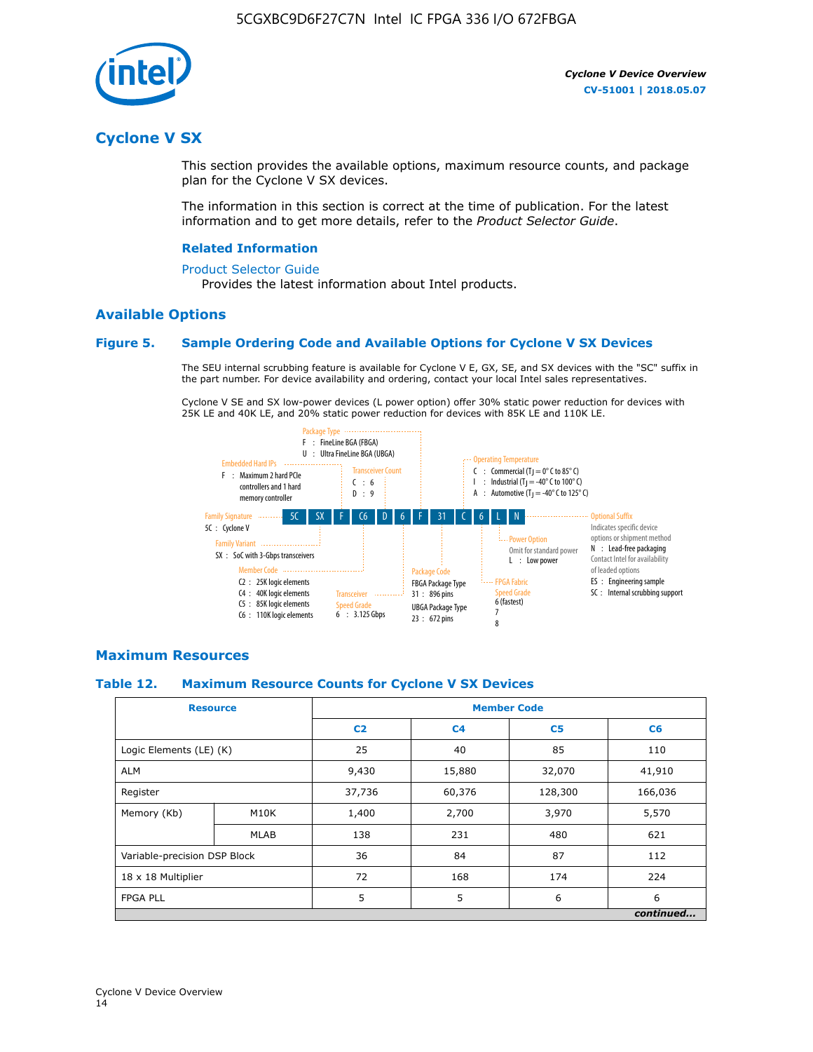## Cyclone V SX

This section provides the available options, maximum resource counts, and package plan for the Cyclone V SX devices.

The information in this section is correct at the time of publication. For the latest information and to get more details, refer to the *Product Selector Guide*.

### Related Information

Product Selector Guide
    Provides the latest information about Intel products.

### Available Options

#### Figure 5. Sample Ordering Code and Available Options for Cyclone V SX Devices

The SEU internal scrubbing feature is available for Cyclone V E, GX, SE, and SX devices with the "SC" suffix in the part number. For device availability and ordering, contact your local Intel sales representatives.

Cyclone V SE and SX low-power devices (L power option) offer 30% static power reduction for devices with 25K LE and 40K LE, and 20% static power reduction for devices with 85K LE and 110K LE.

Sample ordering code: 5C SX F C6 D 6 F 31 C 6 L N

- **Family Signature**
  - 5C : Cyclone V
- **Family Variant**
  - SX : SoC with 3-Gbps transceivers
- **Embedded Hard IPs**
  - F : Maximum 2 hard PCIe controllers and 1 hard memory controller
- **Member Code**
  - C2 : 25K logic elements
  - C4 : 40K logic elements
  - C5 : 85K logic elements
  - C6 : 110K logic elements
- **Transceiver Count**
  - C : 6
  - D : 9
- **Transceiver Speed Grade**
  - 6 : 3.125 Gbps
- **Package Type**
  - F : FineLine BGA (FBGA)
  - U : Ultra FineLine BGA (UBGA)
- **Package Code**
  - FBGA Package Type
    - 31 : 896 pins
  - UBGA Package Type
    - 23 : 672 pins
- **Operating Temperature**
  - C : Commercial ($T_J$ = 0° C to 85° C)
  - I : Industrial ($T_J$ = -40° C to 100° C)
  - A : Automotive ($T_J$ = -40° C to 125° C)
- **FPGA Fabric Speed Grade**
  - 6 (fastest)
  - 7
  - 8
- **Power Option**
  - Omit for standard power
  - L : Low power
- **Optional Suffix**
  - Indicates specific device options or shipment method
  - N : Lead-free packaging. Contact Intel for availability of leaded options
  - ES : Engineering sample
  - SC : Internal scrubbing support

### Maximum Resources

#### Table 12. Maximum Resource Counts for Cyclone V SX Devices

| Resource | | Member Code | | | |
|---|---|---|---|---|---|
| | | C2 | C4 | C5 | C6 |
| Logic Elements (LE) (K) | | 25 | 40 | 85 | 110 |
| ALM | | 9,430 | 15,880 | 32,070 | 41,910 |
| Register | | 37,736 | 60,376 | 128,300 | 166,036 |
| Memory (Kb) | M10K | 1,400 | 2,700 | 3,970 | 5,570 |
| | MLAB | 138 | 231 | 480 | 621 |
| Variable-precision DSP Block | | 36 | 84 | 87 | 112 |
| 18 x 18 Multiplier | | 72 | 168 | 174 | 224 |
| FPGA PLL | | 5 | 5 | 6 | 6 |

*continued...*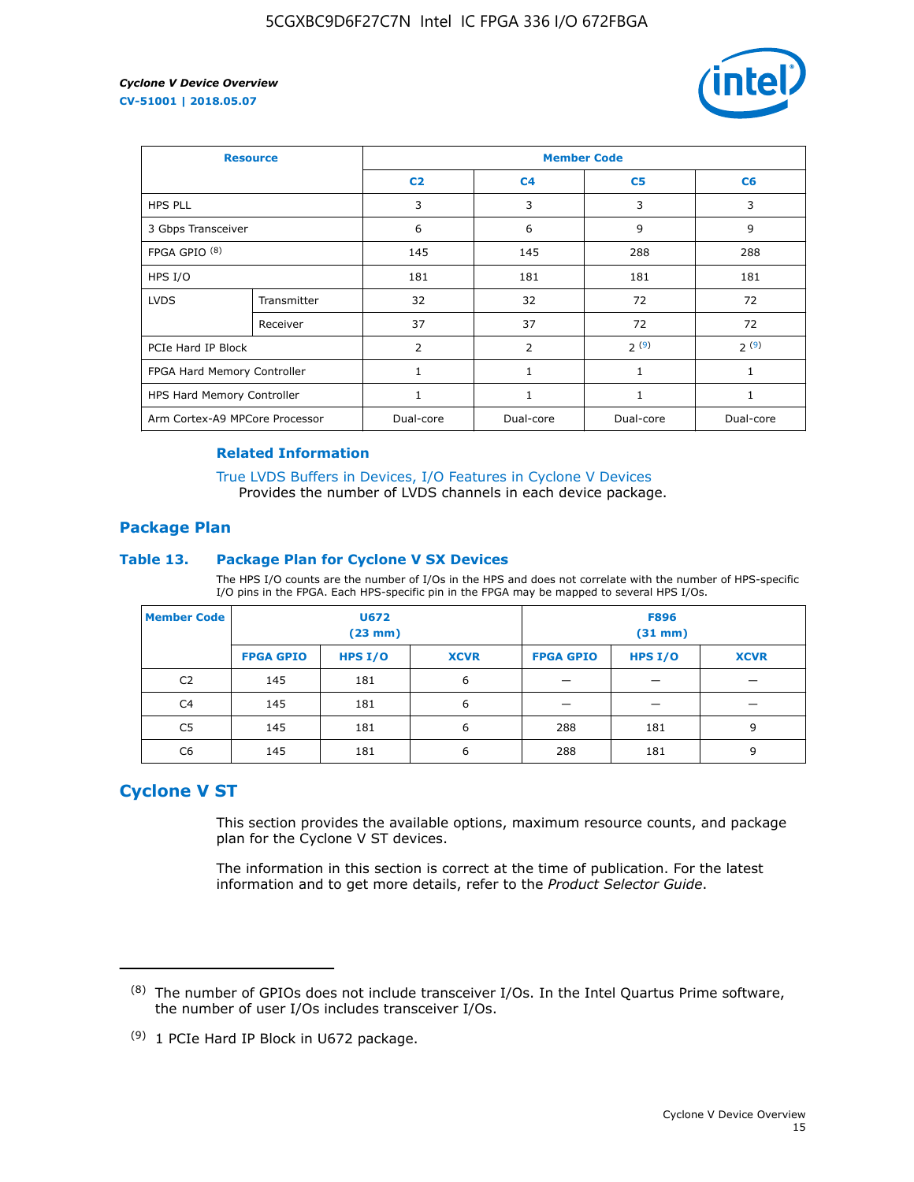| Resource | | Member Code | | | |
|---|---|---|---|---|---|
| | | C2 | C4 | C5 | C6 |
| HPS PLL | | 3 | 3 | 3 | 3 |
| 3 Gbps Transceiver | | 6 | 6 | 9 | 9 |
| FPGA GPIO [(8)] | | 145 | 145 | 288 | 288 |
| HPS I/O | | 181 | 181 | 181 | 181 |
| LVDS | Transmitter | 32 | 32 | 72 | 72 |
| | Receiver | 37 | 37 | 72 | 72 |
| PCIe Hard IP Block | | 2 | 2 | 2 [(9)] | 2 [(9)] |
| FPGA Hard Memory Controller | | 1 | 1 | 1 | 1 |
| HPS Hard Memory Controller | | 1 | 1 | 1 | 1 |
| Arm Cortex-A9 MPCore Processor | | Dual-core | Dual-core | Dual-core | Dual-core |

### Related Information

True LVDS Buffers in Devices, I/O Features in Cyclone V Devices
Provides the number of LVDS channels in each device package.

## Package Plan

### Table 13. Package Plan for Cyclone V SX Devices

The HPS I/O counts are the number of I/Os in the HPS and does not correlate with the number of HPS-specific I/O pins in the FPGA. Each HPS-specific pin in the FPGA may be mapped to several HPS I/Os.

| Member Code | U672 (23 mm) | | | F896 (31 mm) | | |
|---|---|---|---|---|---|---|
| | FPGA GPIO | HPS I/O | XCVR | FPGA GPIO | HPS I/O | XCVR |
| C2 | 145 | 181 | 6 | — | — | — |
| C4 | 145 | 181 | 6 | — | — | — |
| C5 | 145 | 181 | 6 | 288 | 181 | 9 |
| C6 | 145 | 181 | 6 | 288 | 181 | 9 |

## Cyclone V ST

This section provides the available options, maximum resource counts, and package plan for the Cyclone V ST devices.

The information in this section is correct at the time of publication. For the latest information and to get more details, refer to the *Product Selector Guide*.

(8) The number of GPIOs does not include transceiver I/Os. In the Intel Quartus Prime software, the number of user I/Os includes transceiver I/Os.

(9) 1 PCIe Hard IP Block in U672 package.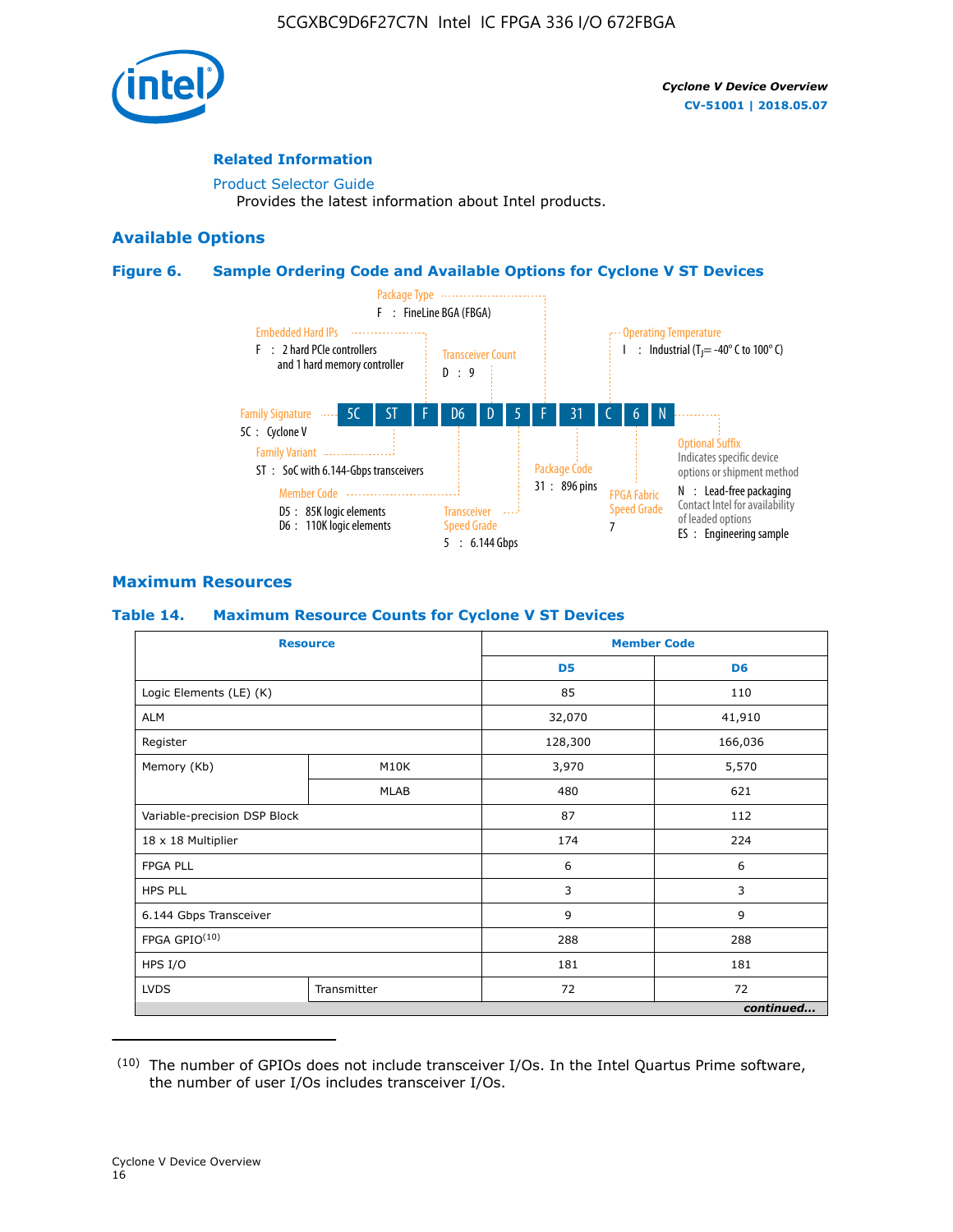## Related Information

Product Selector Guide
Provides the latest information about Intel products.

## Available Options

### Figure 6. Sample Ordering Code and Available Options for Cyclone V ST Devices

5C ST F D6 D 5 F 31 C 6 N

- **Family Signature** — 5C : Cyclone V
- **Family Variant** — ST : SoC with 6.144-Gbps transceivers
- **Embedded Hard IPs** — F : 2 hard PCIe controllers and 1 hard memory controller
- **Member Code** — D5 : 85K logic elements; D6 : 110K logic elements
- **Transceiver Count** — D : 9
- **Transceiver Speed Grade** — 5 : 6.144 Gbps
- **Package Type** — F : FineLine BGA (FBGA)
- **Package Code** — 31 : 896 pins
- **Operating Temperature** — I : Industrial ($T_J$ = -40° C to 100° C)
- **FPGA Fabric Speed Grade** — 7
- **Optional Suffix** — Indicates specific device options or shipment method; N : Lead-free packaging; Contact Intel for availability of leaded options; ES : Engineering sample

## Maximum Resources

### Table 14. Maximum Resource Counts for Cyclone V ST Devices

| Resource | | Member Code | |
|---|---|---|---|
| | | D5 | D6 |
| Logic Elements (LE) (K) | | 85 | 110 |
| ALM | | 32,070 | 41,910 |
| Register | | 128,300 | 166,036 |
| Memory (Kb) | M10K | 3,970 | 5,570 |
| | MLAB | 480 | 621 |
| Variable-precision DSP Block | | 87 | 112 |
| 18 x 18 Multiplier | | 174 | 224 |
| FPGA PLL | | 6 | 6 |
| HPS PLL | | 3 | 3 |
| 6.144 Gbps Transceiver | | 9 | 9 |
| FPGA GPIO[10] | | 288 | 288 |
| HPS I/O | | 181 | 181 |
| LVDS | Transmitter | 72 | 72 |

*continued...*

(10) The number of GPIOs does not include transceiver I/Os. In the Intel Quartus Prime software, the number of user I/Os includes transceiver I/Os.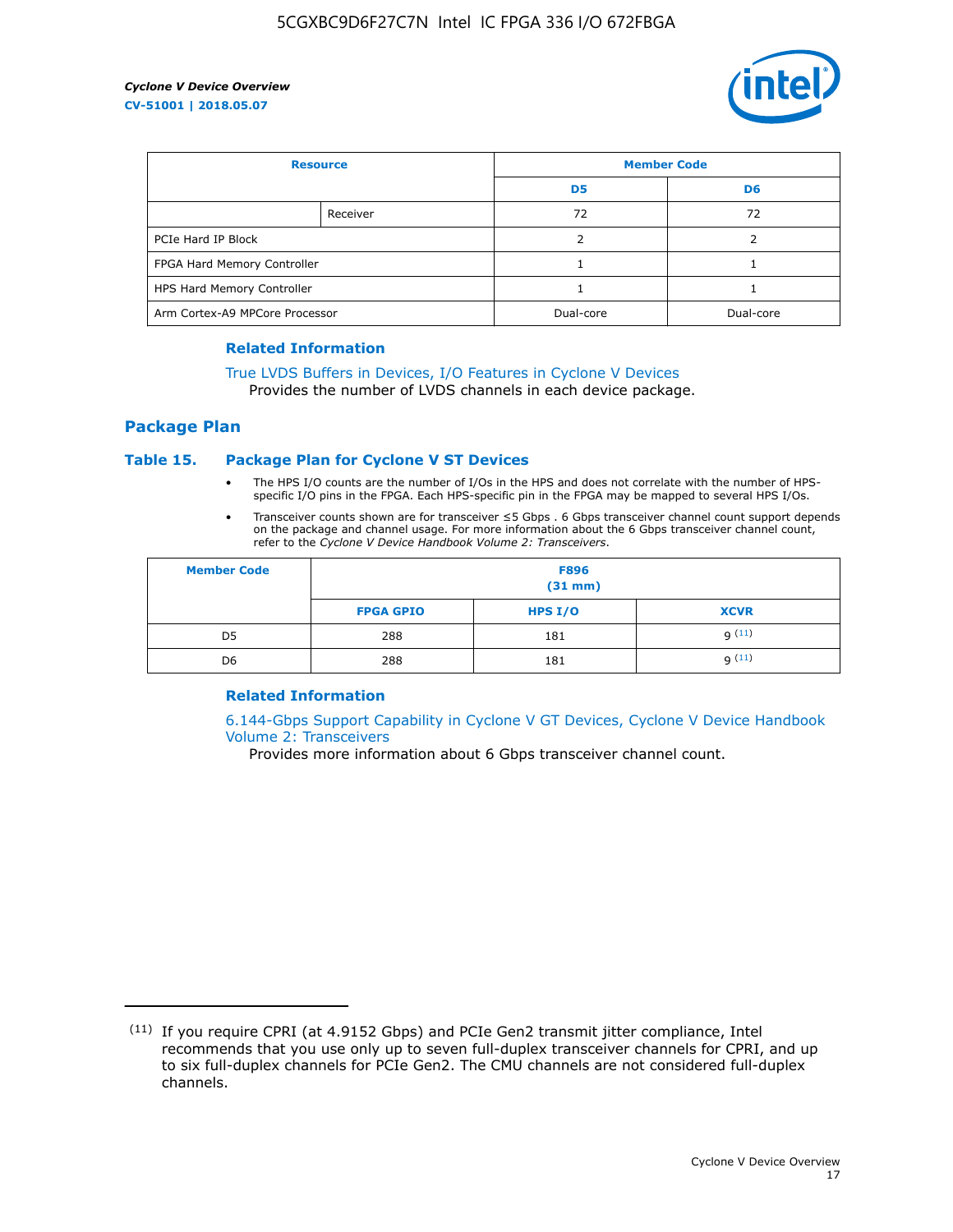| Resource | | Member Code | |
|---|---|---|---|
| | | D5 | D6 |
| | Receiver | 72 | 72 |
| PCIe Hard IP Block | | 2 | 2 |
| FPGA Hard Memory Controller | | 1 | 1 |
| HPS Hard Memory Controller | | 1 | 1 |
| Arm Cortex-A9 MPCore Processor | | Dual-core | Dual-core |

### Related Information

True LVDS Buffers in Devices, I/O Features in Cyclone V Devices
Provides the number of LVDS channels in each device package.

## Package Plan

### Table 15. Package Plan for Cyclone V ST Devices

- The HPS I/O counts are the number of I/Os in the HPS and does not correlate with the number of HPS-specific I/O pins in the FPGA. Each HPS-specific pin in the FPGA may be mapped to several HPS I/Os.
- Transceiver counts shown are for transceiver ≤5 Gbps . 6 Gbps transceiver channel count support depends on the package and channel usage. For more information about the 6 Gbps transceiver channel count, refer to the *Cyclone V Device Handbook Volume 2: Transceivers*.

| Member Code | F896 (31 mm) | | |
|---|---|---|---|
| | FPGA GPIO | HPS I/O | XCVR |
| D5 | 288 | 181 | 9 [11] |
| D6 | 288 | 181 | 9 [11] |

### Related Information

6.144-Gbps Support Capability in Cyclone V GT Devices, Cyclone V Device Handbook Volume 2: Transceivers
Provides more information about 6 Gbps transceiver channel count.

[11] If you require CPRI (at 4.9152 Gbps) and PCIe Gen2 transmit jitter compliance, Intel recommends that you use only up to seven full-duplex transceiver channels for CPRI, and up to six full-duplex channels for PCIe Gen2. The CMU channels are not considered full-duplex channels.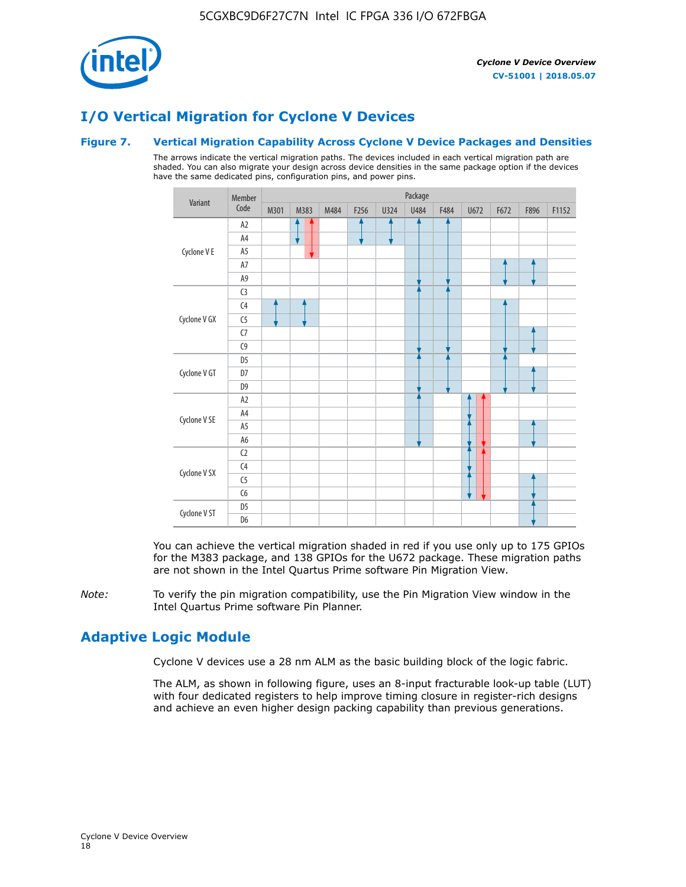## I/O Vertical Migration for Cyclone V Devices

### Figure 7. Vertical Migration Capability Across Cyclone V Device Packages and Densities

The arrows indicate the vertical migration paths. The devices included in each vertical migration path are shaded. You can also migrate your design across device densities in the same package option if the devices have the same dedicated pins, configuration pins, and power pins.

| Variant | Member Code | M301 | M383 | M484 | F256 | U324 | U484 | F484 | U672 | F672 | F896 | F1152 |
|---|---|---|---|---|---|---|---|---|---|---|---|---|
| Cyclone V E | A2 | | | | | | | | | | | |
| | A4 | | | | | | | | | | | |
| | A5 | | | | | | | | | | | |
| | A7 | | | | | | | | | | | |
| | A9 | | | | | | | | | | | |
| Cyclone V GX | C3 | | | | | | | | | | | |
| | C4 | | | | | | | | | | | |
| | C5 | | | | | | | | | | | |
| | C7 | | | | | | | | | | | |
| | C9 | | | | | | | | | | | |
| Cyclone V GT | D5 | | | | | | | | | | | |
| | D7 | | | | | | | | | | | |
| | D9 | | | | | | | | | | | |
| Cyclone V SE | A2 | | | | | | | | | | | |
| | A4 | | | | | | | | | | | |
| | A5 | | | | | | | | | | | |
| | A6 | | | | | | | | | | | |
| Cyclone V SX | C2 | | | | | | | | | | | |
| | C4 | | | | | | | | | | | |
| | C5 | | | | | | | | | | | |
| | C6 | | | | | | | | | | | |
| Cyclone V ST | D5 | | | | | | | | | | | |
| | D6 | | | | | | | | | | | |

You can achieve the vertical migration shaded in red if you use only up to 175 GPIOs for the M383 package, and 138 GPIOs for the U672 package. These migration paths are not shown in the Intel Quartus Prime software Pin Migration View.

*Note:* To verify the pin migration compatibility, use the Pin Migration View window in the Intel Quartus Prime software Pin Planner.

## Adaptive Logic Module

Cyclone V devices use a 28 nm ALM as the basic building block of the logic fabric.

The ALM, as shown in following figure, uses an 8-input fracturable look-up table (LUT) with four dedicated registers to help improve timing closure in register-rich designs and achieve an even higher design packing capability than previous generations.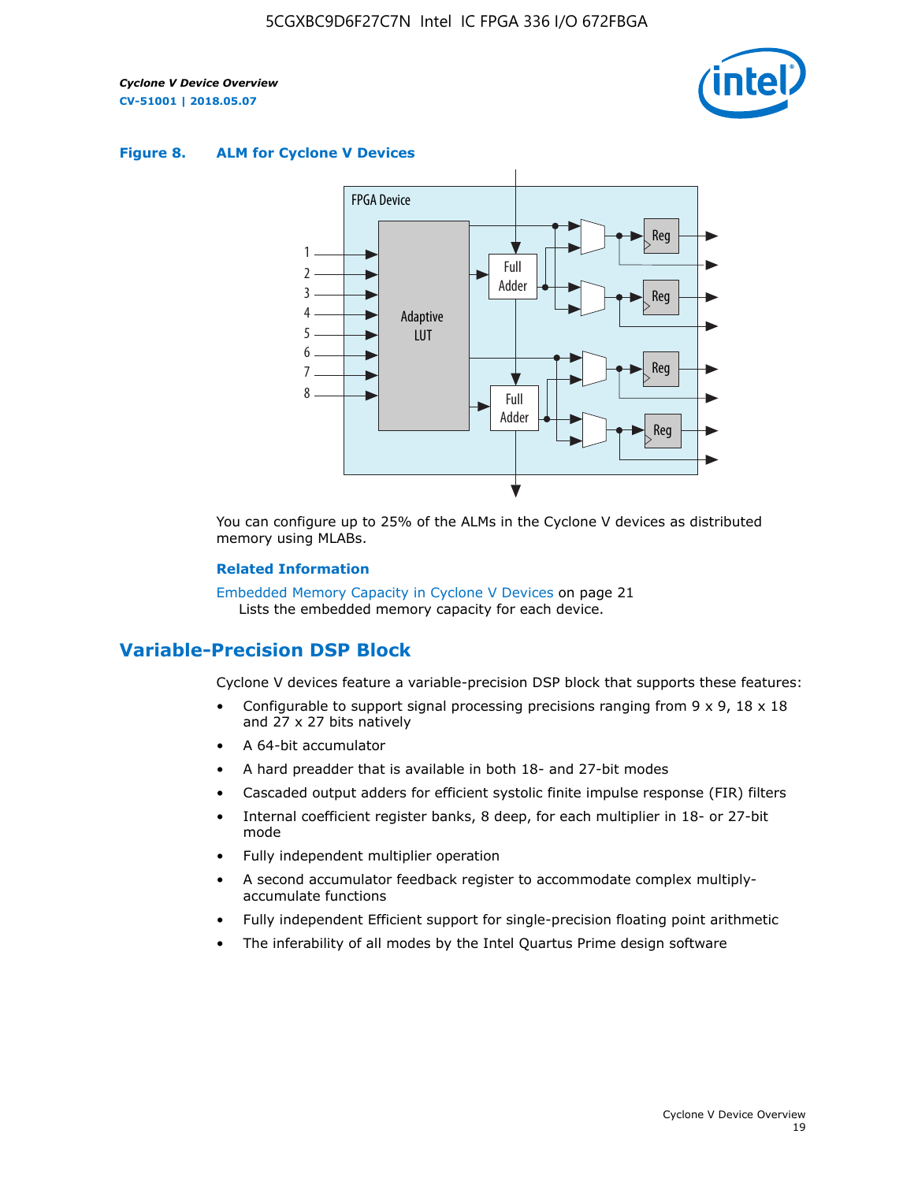**Figure 8. ALM for Cycline V Devices**

You can configure up to 25% of the ALMs in the Cyclone V devices as distributed memory using MLABs.

**Related Information**

Embedded Memory Capacity in Cyclone V Devices on page 21
Lists the embedded memory capacity for each device.

## Variable-Precision DSP Block

Cyclone V devices feature a variable-precision DSP block that supports these features:

- Configurable to support signal processing precisions ranging from 9 x 9, 18 x 18 and 27 x 27 bits natively
- A 64-bit accumulator
- A hard preadder that is available in both 18- and 27-bit modes
- Cascaded output adders for efficient systolic finite impulse response (FIR) filters
- Internal coefficient register banks, 8 deep, for each multiplier in 18- or 27-bit mode
- Fully independent multiplier operation
- A second accumulator feedback register to accommodate complex multiply-accumulate functions
- Fully independent Efficient support for single-precision floating point arithmetic
- The inferability of all modes by the Intel Quartus Prime design software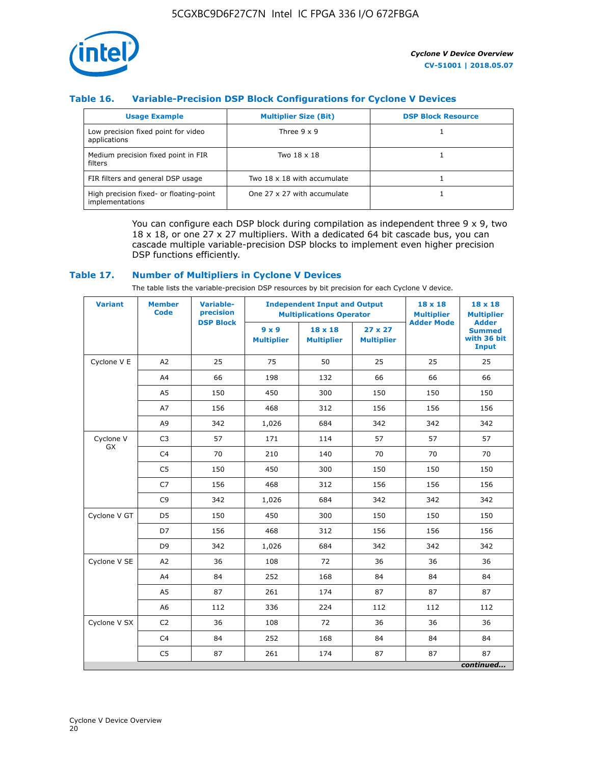### Table 16. Variable-Precision DSP Block Configurations for Cyclone V Devices

| Usage Example | Multiplier Size (Bit) | DSP Block Resource |
|---|---|---|
| Low precision fixed point for video applications | Three 9 x 9 | 1 |
| Medium precision fixed point in FIR filters | Two 18 x 18 | 1 |
| FIR filters and general DSP usage | Two 18 x 18 with accumulate | 1 |
| High precision fixed- or floating-point implementations | One 27 x 27 with accumulate | 1 |

You can configure each DSP block during compilation as independent three 9 x 9, two 18 x 18, or one 27 x 27 multipliers. With a dedicated 64 bit cascade bus, you can cascade multiple variable-precision DSP blocks to implement even higher precision DSP functions efficiently.

### Table 17. Number of Multipliers in Cyclone V Devices

The table lists the variable-precision DSP resources by bit precision for each Cyclone V device.

| Variant | Member Code | Variable-precision DSP Block | Independent Input and Output Multiplications Operator | | | 18 x 18 Multiplier Adder Mode | 18 x 18 Multiplier Adder Summed with 36 bit Input |
|---|---|---|---|---|---|---|---|
| | | | 9 x 9 Multiplier | 18 x 18 Multiplier | 27 x 27 Multiplier | | |
| Cyclone V E | A2 | 25 | 75 | 50 | 25 | 25 | 25 |
| | A4 | 66 | 198 | 132 | 66 | 66 | 66 |
| | A5 | 150 | 450 | 300 | 150 | 150 | 150 |
| | A7 | 156 | 468 | 312 | 156 | 156 | 156 |
| | A9 | 342 | 1,026 | 684 | 342 | 342 | 342 |
| Cyclone V GX | C3 | 57 | 171 | 114 | 57 | 57 | 57 |
| | C4 | 70 | 210 | 140 | 70 | 70 | 70 |
| | C5 | 150 | 450 | 300 | 150 | 150 | 150 |
| | C7 | 156 | 468 | 312 | 156 | 156 | 156 |
| | C9 | 342 | 1,026 | 684 | 342 | 342 | 342 |
| Cyclone V GT | D5 | 150 | 450 | 300 | 150 | 150 | 150 |
| | D7 | 156 | 468 | 312 | 156 | 156 | 156 |
| | D9 | 342 | 1,026 | 684 | 342 | 342 | 342 |
| Cyclone V SE | A2 | 36 | 108 | 72 | 36 | 36 | 36 |
| | A4 | 84 | 252 | 168 | 84 | 84 | 84 |
| | A5 | 87 | 261 | 174 | 87 | 87 | 87 |
| | A6 | 112 | 336 | 224 | 112 | 112 | 112 |
| Cyclone V SX | C2 | 36 | 108 | 72 | 36 | 36 | 36 |
| | C4 | 84 | 252 | 168 | 84 | 84 | 84 |
| | C5 | 87 | 261 | 174 | 87 | 87 | 87 |

*continued...*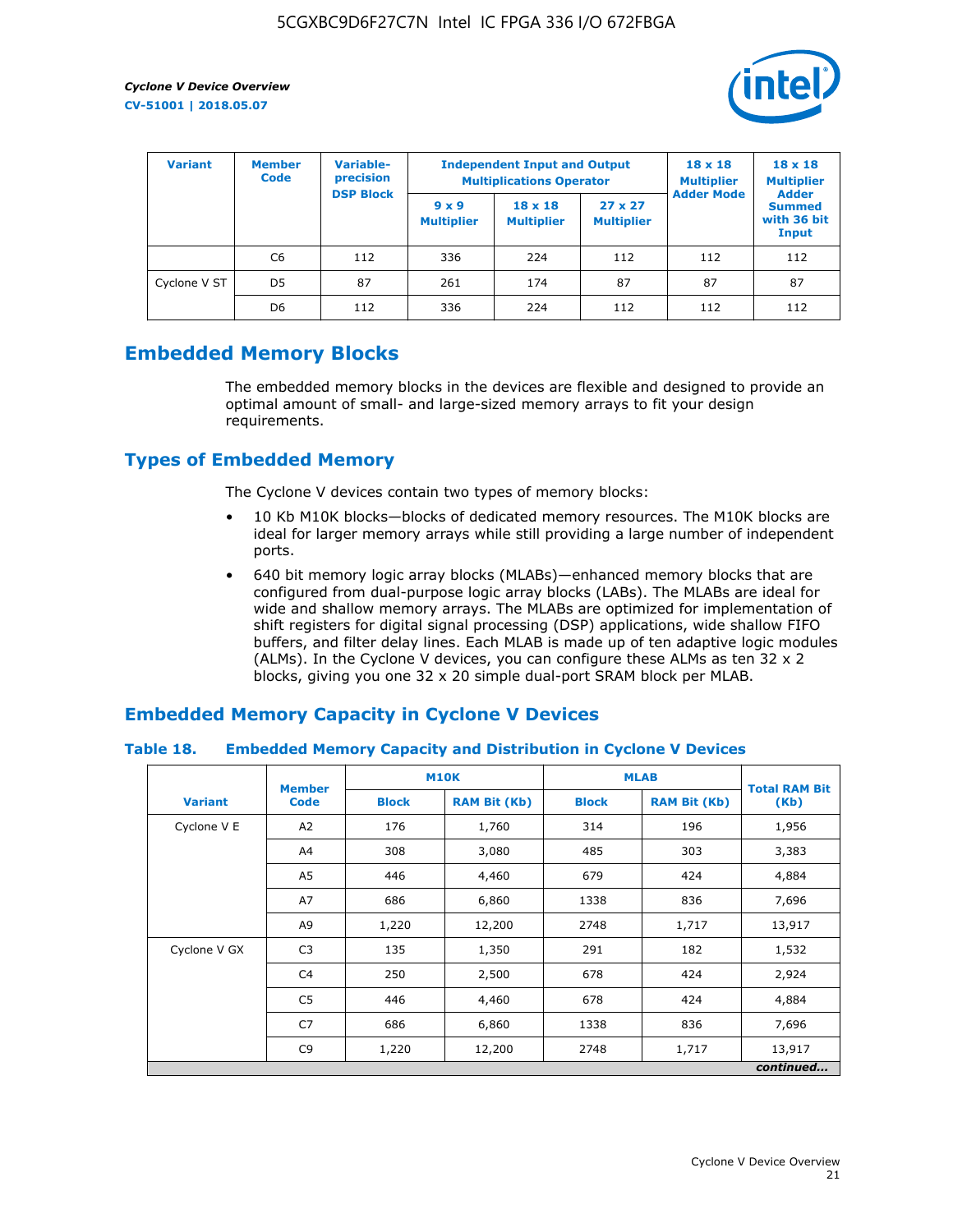| Variant | Member Code | Variable-precision DSP Block | Independent Input and Output Multiplications Operator | | | 18 x 18 Multiplier Adder Mode | 18 x 18 Multiplier Adder Summed with 36 bit Input |
|---|---|---|---|---|---|---|---|
| | | | 9 x 9 Multiplier | 18 x 18 Multiplier | 27 x 27 Multiplier | | |
| | C6 | 112 | 336 | 224 | 112 | 112 | 112 |
| Cyclone V ST | D5 | 87 | 261 | 174 | 87 | 87 | 87 |
| | D6 | 112 | 336 | 224 | 112 | 112 | 112 |

## Embedded Memory Blocks

The embedded memory blocks in the devices are flexible and designed to provide an optimal amount of small- and large-sized memory arrays to fit your design requirements.

### Types of Embedded Memory

The Cyclone V devices contain two types of memory blocks:

- 10 Kb M10K blocks—blocks of dedicated memory resources. The M10K blocks are ideal for larger memory arrays while still providing a large number of independent ports.
- 640 bit memory logic array blocks (MLABs)—enhanced memory blocks that are configured from dual-purpose logic array blocks (LABs). The MLABs are ideal for wide and shallow memory arrays. The MLABs are optimized for implementation of shift registers for digital signal processing (DSP) applications, wide shallow FIFO buffers, and filter delay lines. Each MLAB is made up of ten adaptive logic modules (ALMs). In the Cyclone V devices, you can configure these ALMs as ten 32 x 2 blocks, giving you one 32 x 20 simple dual-port SRAM block per MLAB.

### Embedded Memory Capacity in Cyclone V Devices

**Table 18. Embedded Memory Capacity and Distribution in Cyclone V Devices**

| Variant | Member Code | M10K | | MLAB | | Total RAM Bit (Kb) |
|---|---|---|---|---|---|---|
| | | Block | RAM Bit (Kb) | Block | RAM Bit (Kb) | |
| Cyclone V E | A2 | 176 | 1,760 | 314 | 196 | 1,956 |
| | A4 | 308 | 3,080 | 485 | 303 | 3,383 |
| | A5 | 446 | 4,460 | 679 | 424 | 4,884 |
| | A7 | 686 | 6,860 | 1338 | 836 | 7,696 |
| | A9 | 1,220 | 12,200 | 2748 | 1,717 | 13,917 |
| Cyclone V GX | C3 | 135 | 1,350 | 291 | 182 | 1,532 |
| | C4 | 250 | 2,500 | 678 | 424 | 2,924 |
| | C5 | 446 | 4,460 | 678 | 424 | 4,884 |
| | C7 | 686 | 6,860 | 1338 | 836 | 7,696 |
| | C9 | 1,220 | 12,200 | 2748 | 1,717 | 13,917 |

*continued...*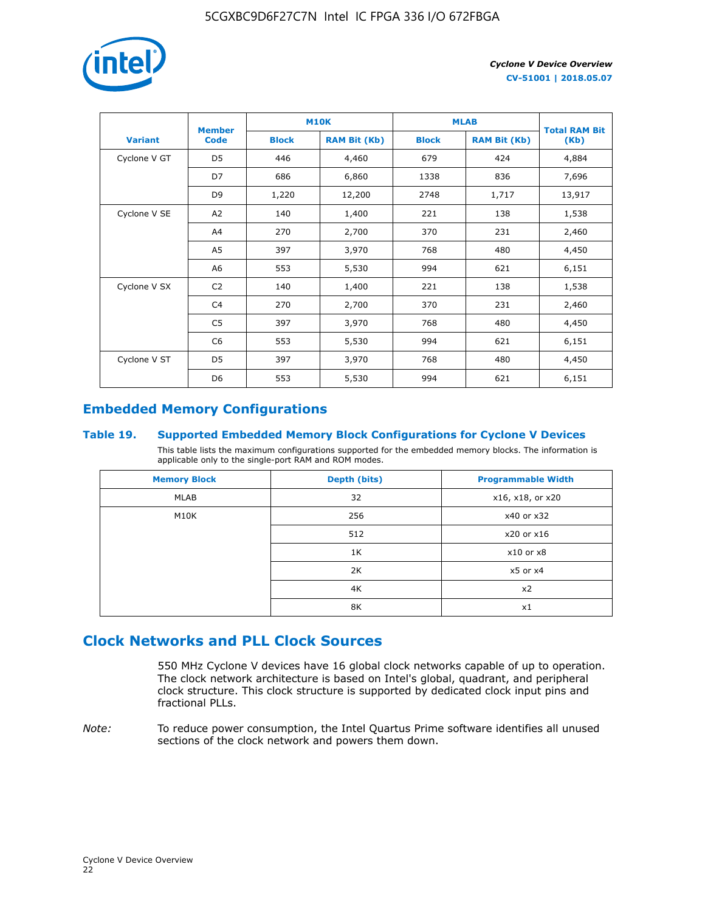| Variant | Member Code | M10K | | MLAB | | Total RAM Bit (Kb) |
|---|---|---|---|---|---|---|
| | | Block | RAM Bit (Kb) | Block | RAM Bit (Kb) | |
| Cyclone V GT | D5 | 446 | 4,460 | 679 | 424 | 4,884 |
| | D7 | 686 | 6,860 | 1338 | 836 | 7,696 |
| | D9 | 1,220 | 12,200 | 2748 | 1,717 | 13,917 |
| Cyclone V SE | A2 | 140 | 1,400 | 221 | 138 | 1,538 |
| | A4 | 270 | 2,700 | 370 | 231 | 2,460 |
| | A5 | 397 | 3,970 | 768 | 480 | 4,450 |
| | A6 | 553 | 5,530 | 994 | 621 | 6,151 |
| Cyclone V SX | C2 | 140 | 1,400 | 221 | 138 | 1,538 |
| | C4 | 270 | 2,700 | 370 | 231 | 2,460 |
| | C5 | 397 | 3,970 | 768 | 480 | 4,450 |
| | C6 | 553 | 5,530 | 994 | 621 | 6,151 |
| Cyclone V ST | D5 | 397 | 3,970 | 768 | 480 | 4,450 |
| | D6 | 553 | 5,530 | 994 | 621 | 6,151 |

## Embedded Memory Configurations

### Table 19. Supported Embedded Memory Block Configurations for Cyclone V Devices

This table lists the maximum configurations supported for the embedded memory blocks. The information is applicable only to the single-port RAM and ROM modes.

| Memory Block | Depth (bits) | Programmable Width |
|---|---|---|
| MLAB | 32 | x16, x18, or x20 |
| M10K | 256 | x40 or x32 |
| | 512 | x20 or x16 |
| | 1K | x10 or x8 |
| | 2K | x5 or x4 |
| | 4K | x2 |
| | 8K | x1 |

## Clock Networks and PLL Clock Sources

550 MHz Cyclone V devices have 16 global clock networks capable of up to operation. The clock network architecture is based on Intel's global, quadrant, and peripheral clock structure. This clock structure is supported by dedicated clock input pins and fractional PLLs.

*Note:* To reduce power consumption, the Intel Quartus Prime software identifies all unused sections of the clock network and powers them down.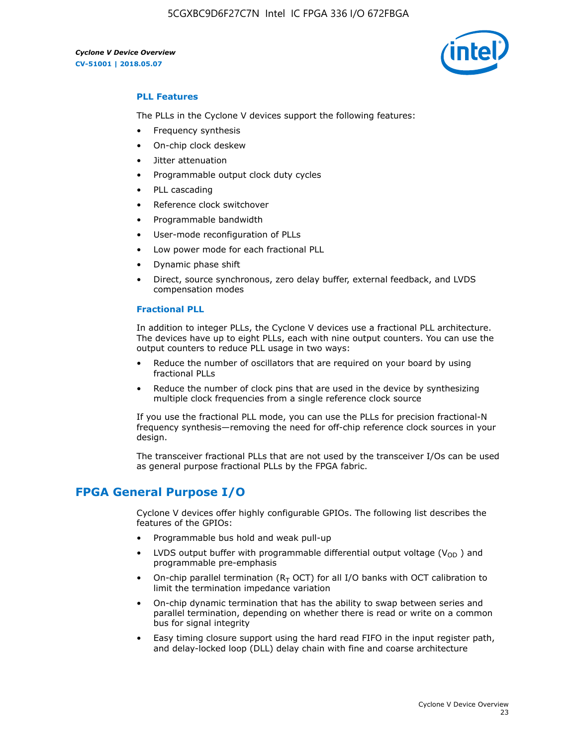### PLL Features

The PLLs in the Cyclone V devices support the following features:

- Frequency synthesis
- On-chip clock deskew
- Jitter attenuation
- Programmable output clock duty cycles
- PLL cascading
- Reference clock switchover
- Programmable bandwidth
- User-mode reconfiguration of PLLs
- Low power mode for each fractional PLL
- Dynamic phase shift
- Direct, source synchronous, zero delay buffer, external feedback, and LVDS compensation modes

### Fractional PLL

In addition to integer PLLs, the Cyclone V devices use a fractional PLL architecture. The devices have up to eight PLLs, each with nine output counters. You can use the output counters to reduce PLL usage in two ways:

- Reduce the number of oscillators that are required on your board by using fractional PLLs
- Reduce the number of clock pins that are used in the device by synthesizing multiple clock frequencies from a single reference clock source

If you use the fractional PLL mode, you can use the PLLs for precision fractional-N frequency synthesis—removing the need for off-chip reference clock sources in your design.

The transceiver fractional PLLs that are not used by the transceiver I/Os can be used as general purpose fractional PLLs by the FPGA fabric.

## FPGA General Purpose I/O

Cyclone V devices offer highly configurable GPIOs. The following list describes the features of the GPIOs:

- Programmable bus hold and weak pull-up
- LVDS output buffer with programmable differential output voltage ($V_{OD}$ ) and programmable pre-emphasis
- On-chip parallel termination ($R_T$ OCT) for all I/O banks with OCT calibration to limit the termination impedance variation
- On-chip dynamic termination that has the ability to swap between series and parallel termination, depending on whether there is read or write on a common bus for signal integrity
- Easy timing closure support using the hard read FIFO in the input register path, and delay-locked loop (DLL) delay chain with fine and coarse architecture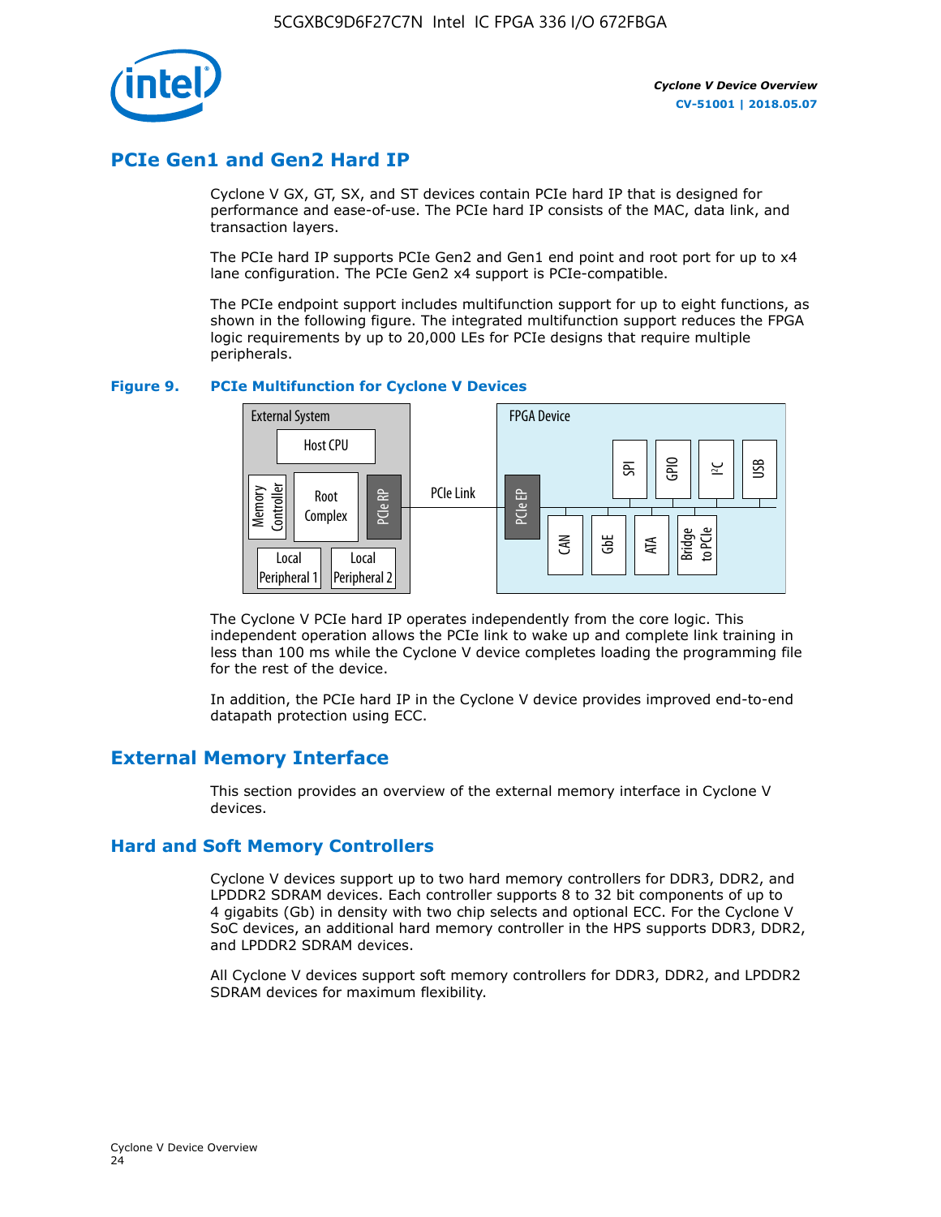## PCIe Gen1 and Gen2 Hard IP

Cyclone V GX, GT, SX, and ST devices contain PCIe hard IP that is designed for performance and ease-of-use. The PCIe hard IP consists of the MAC, data link, and transaction layers.

The PCIe hard IP supports PCIe Gen2 and Gen1 end point and root port for up to x4 lane configuration. The PCIe Gen2 x4 support is PCIe-compatible.

The PCIe endpoint support includes multifunction support for up to eight functions, as shown in the following figure. The integrated multifunction support reduces the FPGA logic requirements by up to 20,000 LEs for PCIe designs that require multiple peripherals.

**Figure 9. PCIe Multifunction for Cyclone V Devices**

External System: Host CPU, Memory Controller, Root Complex, PCIe RP, Local Peripheral 1, Local Peripheral 2 — PCIe Link — FPGA Device: PCIe EP, SPI, GPIO, I²C, USB, CAN, GbE, ATA, Bridge to PCIe

The Cyclone V PCIe hard IP operates independently from the core logic. This independent operation allows the PCIe link to wake up and complete link training in less than 100 ms while the Cyclone V device completes loading the programming file for the rest of the device.

In addition, the PCIe hard IP in the Cyclone V device provides improved end-to-end datapath protection using ECC.

## External Memory Interface

This section provides an overview of the external memory interface in Cyclone V devices.

### Hard and Soft Memory Controllers

Cyclone V devices support up to two hard memory controllers for DDR3, DDR2, and LPDDR2 SDRAM devices. Each controller supports 8 to 32 bit components of up to 4 gigabits (Gb) in density with two chip selects and optional ECC. For the Cyclone V SoC devices, an additional hard memory controller in the HPS supports DDR3, DDR2, and LPDDR2 SDRAM devices.

All Cyclone V devices support soft memory controllers for DDR3, DDR2, and LPDDR2 SDRAM devices for maximum flexibility.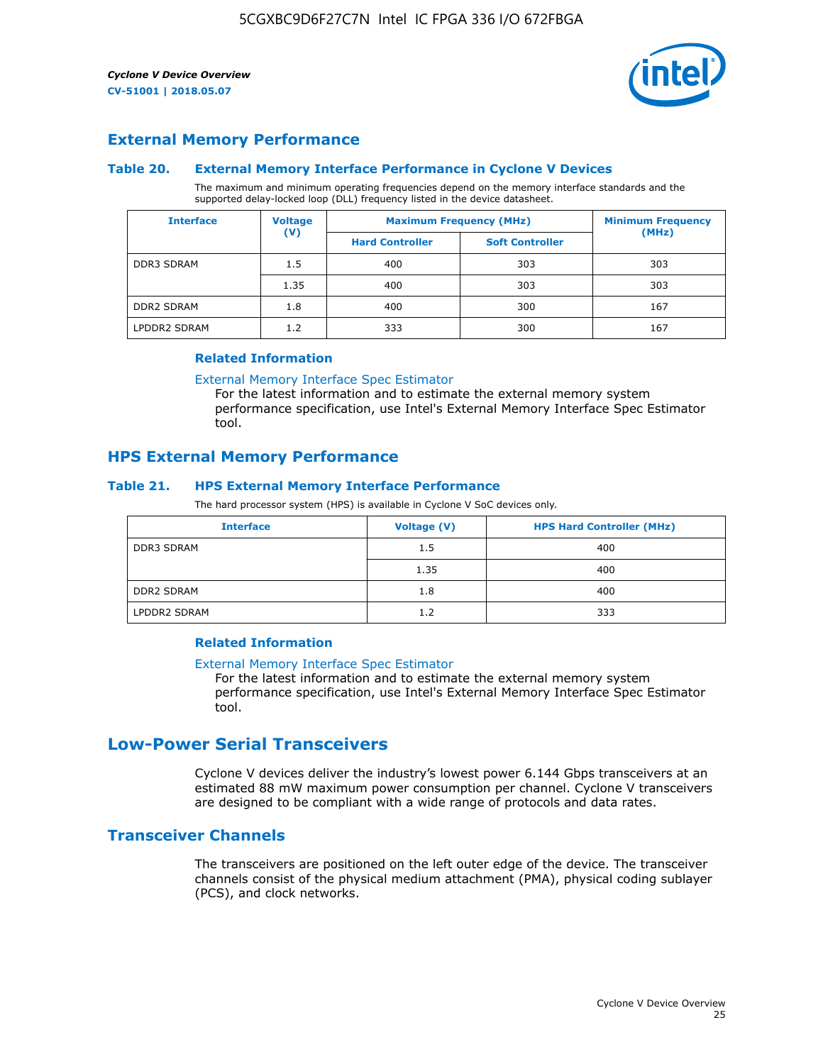## External Memory Performance

### Table 20. External Memory Interface Performance in Cyclone V Devices

The maximum and minimum operating frequencies depend on the memory interface standards and the supported delay-locked loop (DLL) frequency listed in the device datasheet.

| Interface | Voltage (V) | Maximum Frequency (MHz) | | Minimum Frequency (MHz) |
|---|---|---|---|---|
| | | Hard Controller | Soft Controller | |
| DDR3 SDRAM | 1.5 | 400 | 303 | 303 |
| | 1.35 | 400 | 303 | 303 |
| DDR2 SDRAM | 1.8 | 400 | 300 | 167 |
| LPDDR2 SDRAM | 1.2 | 333 | 300 | 167 |

#### Related Information

External Memory Interface Spec Estimator

For the latest information and to estimate the external memory system performance specification, use Intel's External Memory Interface Spec Estimator tool.

## HPS External Memory Performance

### Table 21. HPS External Memory Interface Performance

The hard processor system (HPS) is available in Cyclone V SoC devices only.

| Interface | Voltage (V) | HPS Hard Controller (MHz) |
|---|---|---|
| DDR3 SDRAM | 1.5 | 400 |
| | 1.35 | 400 |
| DDR2 SDRAM | 1.8 | 400 |
| LPDDR2 SDRAM | 1.2 | 333 |

#### Related Information

External Memory Interface Spec Estimator

For the latest information and to estimate the external memory system performance specification, use Intel's External Memory Interface Spec Estimator tool.

# Low-Power Serial Transceivers

Cyclone V devices deliver the industry's lowest power 6.144 Gbps transceivers at an estimated 88 mW maximum power consumption per channel. Cyclone V transceivers are designed to be compliant with a wide range of protocols and data rates.

## Transceiver Channels

The transceivers are positioned on the left outer edge of the device. The transceiver channels consist of the physical medium attachment (PMA), physical coding sublayer (PCS), and clock networks.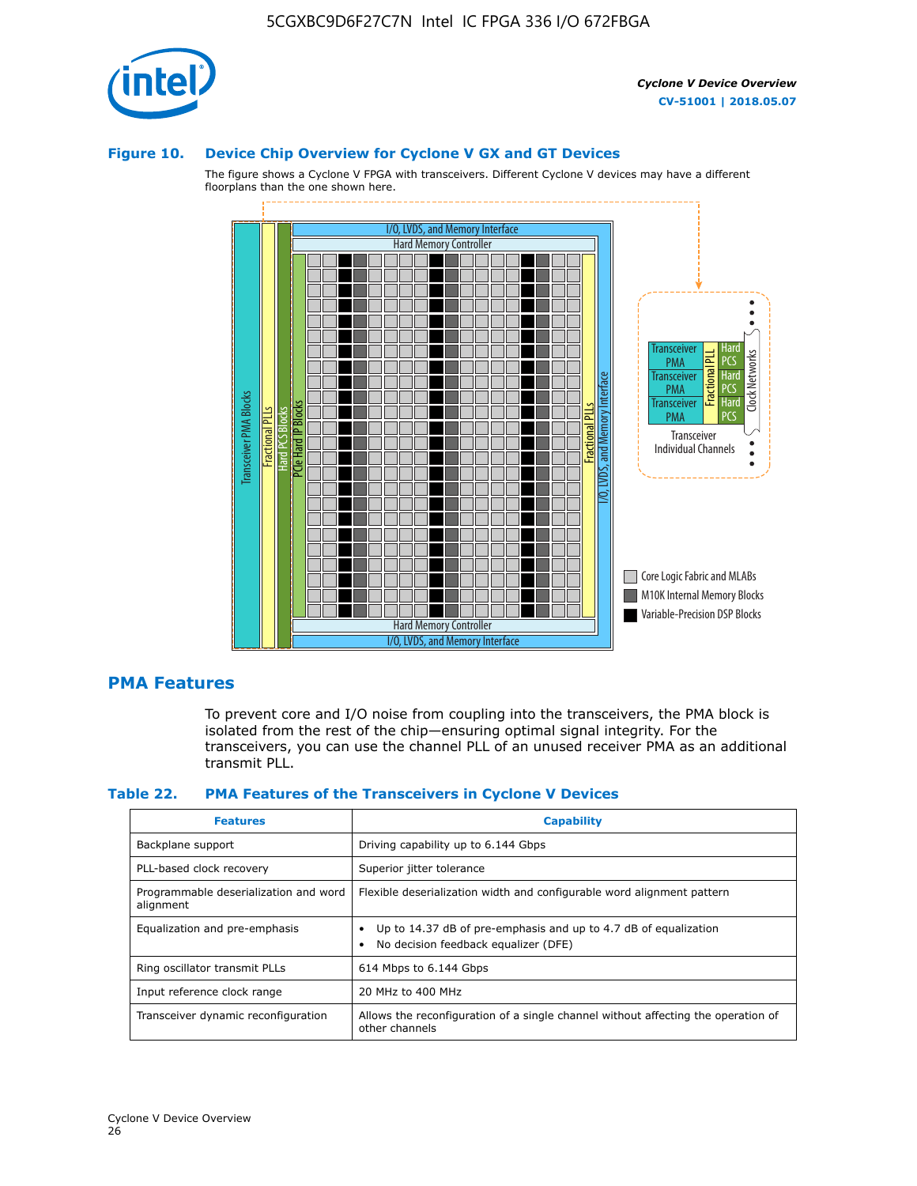**Figure 10. Device Chip Overview for Cyclone V GX and GT Devices**

The figure shows a Cyclone V FPGA with transceivers. Different Cyclone V devices may have a different floorplans than the one shown here.

## PMA Features

To prevent core and I/O noise from coupling into the transceivers, the PMA block is isolated from the rest of the chip—ensuring optimal signal integrity. For the transceivers, you can use the channel PLL of an unused receiver PMA as an additional transmit PLL.

**Table 22. PMA Features of the Transceivers in Cyclone V Devices**

| Features | Capability |
| --- | --- |
| Backplane support | Driving capability up to 6.144 Gbps |
| PLL-based clock recovery | Superior jitter tolerance |
| Programmable deserialization and word alignment | Flexible deserialization width and configurable word alignment pattern |
| Equalization and pre-emphasis | • Up to 14.37 dB of pre-emphasis and up to 4.7 dB of equalization<br>• No decision feedback equalizer (DFE) |
| Ring oscillator transmit PLLs | 614 Mbps to 6.144 Gbps |
| Input reference clock range | 20 MHz to 400 MHz |
| Transceiver dynamic reconfiguration | Allows the reconfiguration of a single channel without affecting the operation of other channels |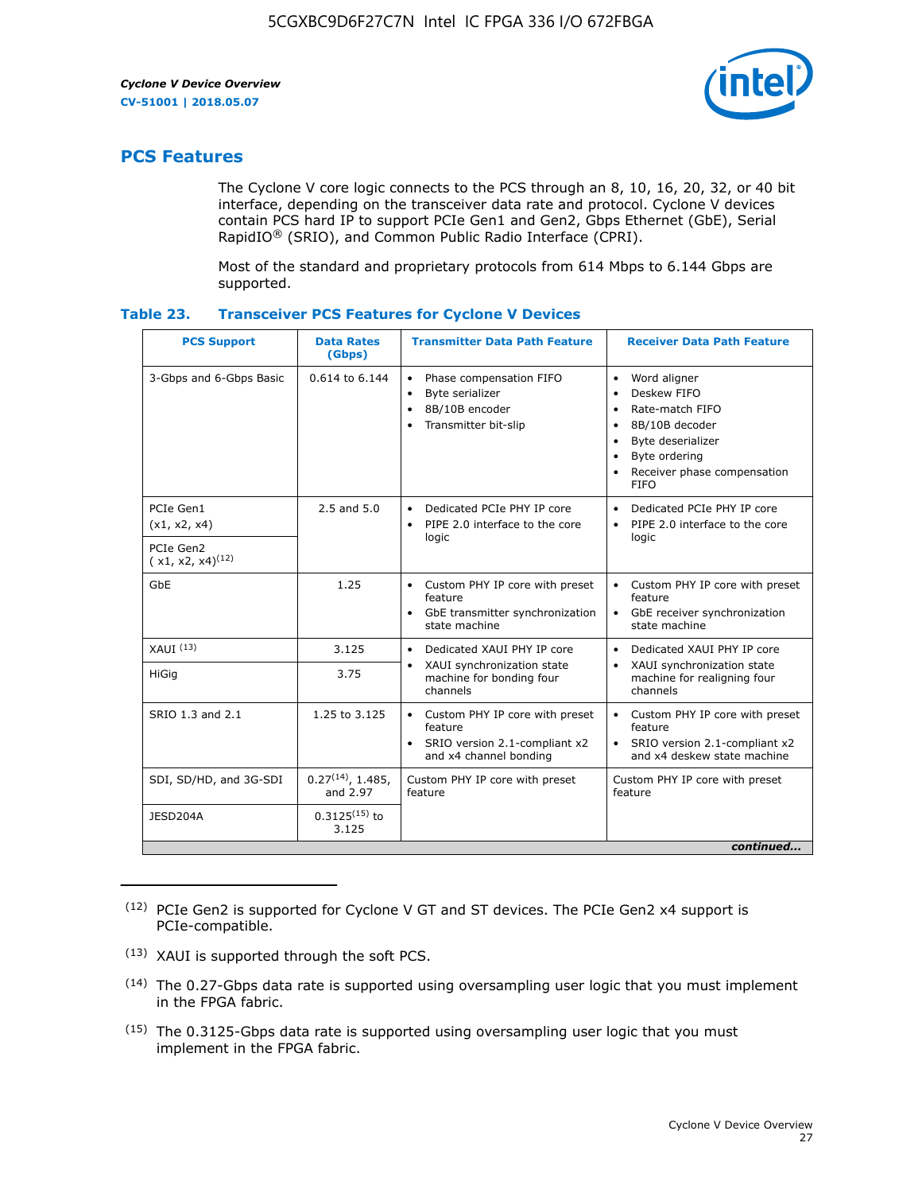## PCS Features

The Cyclone V core logic connects to the PCS through an 8, 10, 16, 20, 32, or 40 bit interface, depending on the transceiver data rate and protocol. Cyclone V devices contain PCS hard IP to support PCIe Gen1 and Gen2, Gbps Ethernet (GbE), Serial RapidIO® (SRIO), and Common Public Radio Interface (CPRI).

Most of the standard and proprietary protocols from 614 Mbps to 6.144 Gbps are supported.

**Table 23. Transceiver PCS Features for Cyclone V Devices**

| PCS Support | Data Rates (Gbps) | Transmitter Data Path Feature | Receiver Data Path Feature |
|---|---|---|---|
| 3-Gbps and 6-Gbps Basic | 0.614 to 6.144 | • Phase compensation FIFO<br>• Byte serializer<br>• 8B/10B encoder<br>• Transmitter bit-slip | • Word aligner<br>• Deskew FIFO<br>• Rate-match FIFO<br>• 8B/10B decoder<br>• Byte deserializer<br>• Byte ordering<br>• Receiver phase compensation FIFO |
| PCIe Gen1 (x1, x2, x4) | 2.5 and 5.0 | • Dedicated PCIe PHY IP core<br>• PIPE 2.0 interface to the core logic | • Dedicated PCIe PHY IP core<br>• PIPE 2.0 interface to the core logic |
| PCIe Gen2 ( x1, x2, x4)(12) | | | |
| GbE | 1.25 | • Custom PHY IP core with preset feature<br>• GbE transmitter synchronization state machine | • Custom PHY IP core with preset feature<br>• GbE receiver synchronization state machine |
| XAUI (13) | 3.125 | • Dedicated XAUI PHY IP core<br>• XAUI synchronization state machine for bonding four channels | • Dedicated XAUI PHY IP core<br>• XAUI synchronization state machine for realigning four channels |
| HiGig | 3.75 | | |
| SRIO 1.3 and 2.1 | 1.25 to 3.125 | • Custom PHY IP core with preset feature<br>• SRIO version 2.1-compliant x2 and x4 channel bonding | • Custom PHY IP core with preset feature<br>• SRIO version 2.1-compliant x2 and x4 deskew state machine |
| SDI, SD/HD, and 3G-SDI | 0.27(14), 1.485, and 2.97 | Custom PHY IP core with preset feature | Custom PHY IP core with preset feature |
| JESD204A | 0.3125(15) to 3.125 | | |

*continued...*

(12) PCIe Gen2 is supported for Cyclone V GT and ST devices. The PCIe Gen2 x4 support is PCIe-compatible.

(13) XAUI is supported through the soft PCS.

(14) The 0.27-Gbps data rate is supported using oversampling user logic that you must implement in the FPGA fabric.

(15) The 0.3125-Gbps data rate is supported using oversampling user logic that you must implement in the FPGA fabric.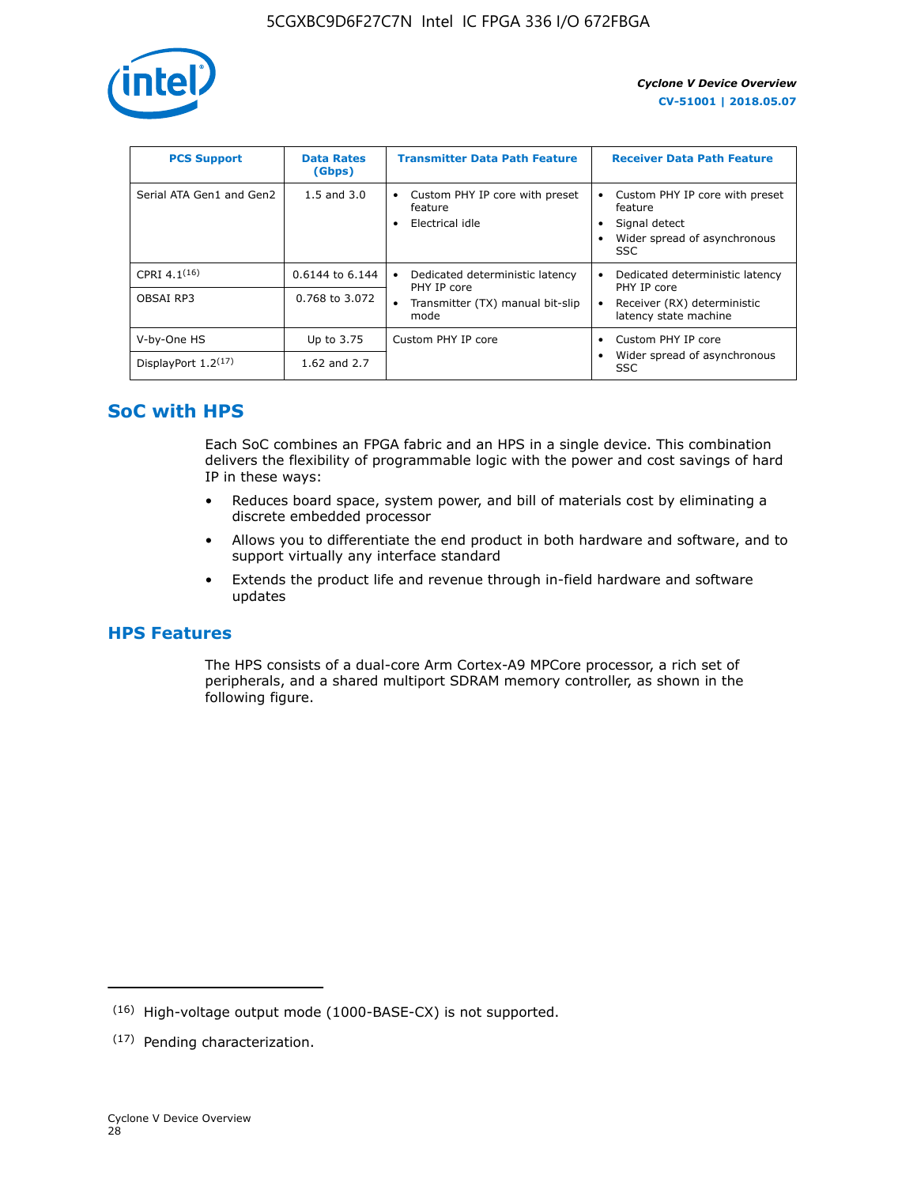| PCS Support | Data Rates (Gbps) | Transmitter Data Path Feature | Receiver Data Path Feature |
|---|---|---|---|
| Serial ATA Gen1 and Gen2 | 1.5 and 3.0 | • Custom PHY IP core with preset feature<br>• Electrical idle | • Custom PHY IP core with preset feature<br>• Signal detect<br>• Wider spread of asynchronous SSC |
| CPRI 4.1[16] | 0.6144 to 6.144 | • Dedicated deterministic latency PHY IP core<br>• Transmitter (TX) manual bit-slip mode | • Dedicated deterministic latency PHY IP core<br>• Receiver (RX) deterministic latency state machine |
| OBSAI RP3 | 0.768 to 3.072 | | |
| V-by-One HS | Up to 3.75 | Custom PHY IP core | • Custom PHY IP core<br>• Wider spread of asynchronous SSC |
| DisplayPort 1.2[17] | 1.62 and 2.7 | | |

## SoC with HPS

Each SoC combines an FPGA fabric and an HPS in a single device. This combination delivers the flexibility of programmable logic with the power and cost savings of hard IP in these ways:

- Reduces board space, system power, and bill of materials cost by eliminating a discrete embedded processor
- Allows you to differentiate the end product in both hardware and software, and to support virtually any interface standard
- Extends the product life and revenue through in-field hardware and software updates

## HPS Features

The HPS consists of a dual-core Arm Cortex-A9 MPCore processor, a rich set of peripherals, and a shared multiport SDRAM memory controller, as shown in the following figure.

---

(16) High-voltage output mode (1000-BASE-CX) is not supported.

(17) Pending characterization.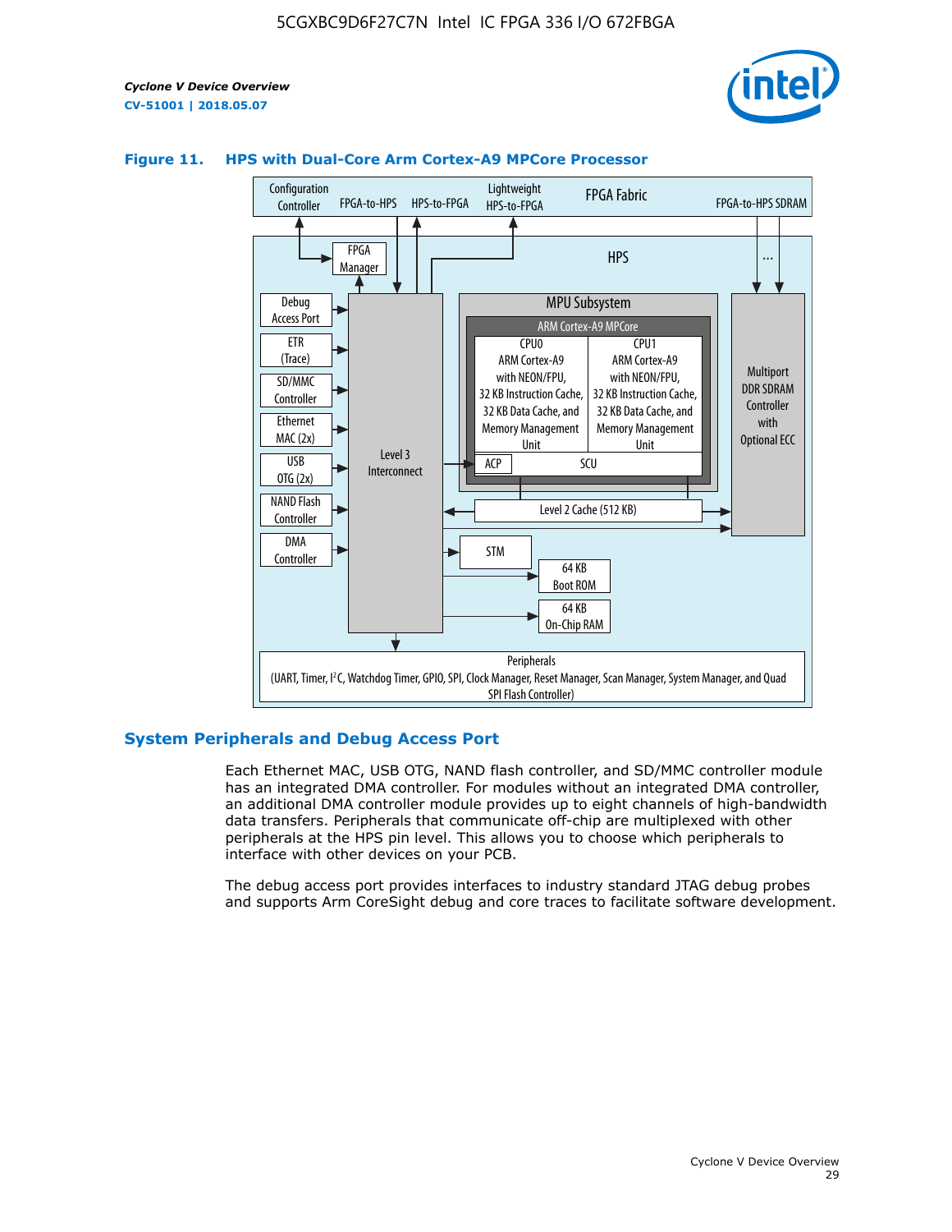**Figure 11. HPS with Dual-Core Arm Cortex-A9 MPCore Processor**

## System Peripherals and Debug Access Port

Each Ethernet MAC, USB OTG, NAND flash controller, and SD/MMC controller module has an integrated DMA controller. For modules without an integrated DMA controller, an additional DMA controller module provides up to eight channels of high-bandwidth data transfers. Peripherals that communicate off-chip are multiplexed with other peripherals at the HPS pin level. This allows you to choose which peripherals to interface with other devices on your PCB.

The debug access port provides interfaces to industry standard JTAG debug probes and supports Arm CoreSight debug and core traces to facilitate software development.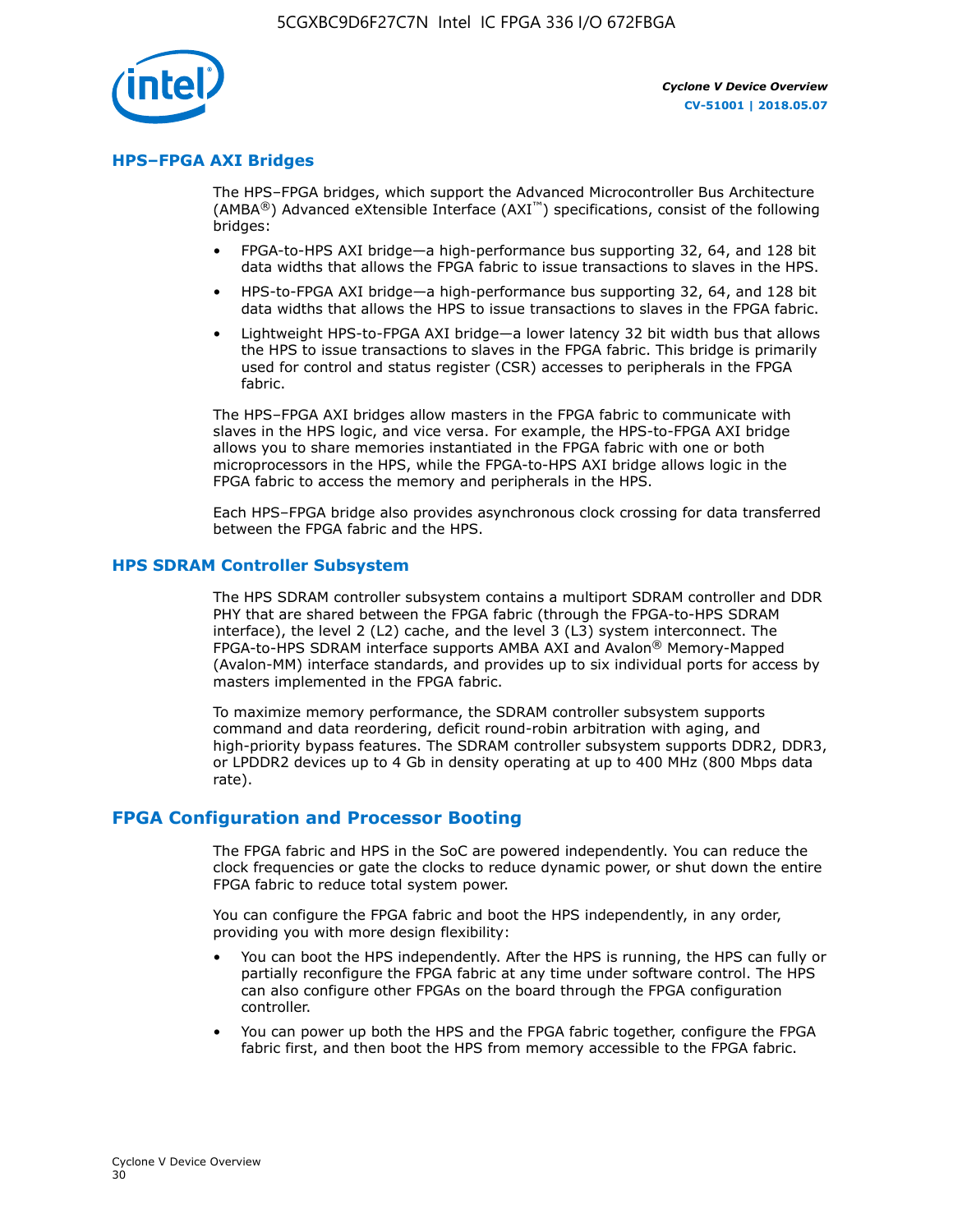## HPS–FPGA AXI Bridges

The HPS–FPGA bridges, which support the Advanced Microcontroller Bus Architecture (AMBA®) Advanced eXtensible Interface (AXI™) specifications, consist of the following bridges:

- FPGA-to-HPS AXI bridge—a high-performance bus supporting 32, 64, and 128 bit data widths that allows the FPGA fabric to issue transactions to slaves in the HPS.
- HPS-to-FPGA AXI bridge—a high-performance bus supporting 32, 64, and 128 bit data widths that allows the HPS to issue transactions to slaves in the FPGA fabric.
- Lightweight HPS-to-FPGA AXI bridge—a lower latency 32 bit width bus that allows the HPS to issue transactions to slaves in the FPGA fabric. This bridge is primarily used for control and status register (CSR) accesses to peripherals in the FPGA fabric.

The HPS–FPGA AXI bridges allow masters in the FPGA fabric to communicate with slaves in the HPS logic, and vice versa. For example, the HPS-to-FPGA AXI bridge allows you to share memories instantiated in the FPGA fabric with one or both microprocessors in the HPS, while the FPGA-to-HPS AXI bridge allows logic in the FPGA fabric to access the memory and peripherals in the HPS.

Each HPS–FPGA bridge also provides asynchronous clock crossing for data transferred between the FPGA fabric and the HPS.

## HPS SDRAM Controller Subsystem

The HPS SDRAM controller subsystem contains a multiport SDRAM controller and DDR PHY that are shared between the FPGA fabric (through the FPGA-to-HPS SDRAM interface), the level 2 (L2) cache, and the level 3 (L3) system interconnect. The FPGA-to-HPS SDRAM interface supports AMBA AXI and Avalon® Memory-Mapped (Avalon-MM) interface standards, and provides up to six individual ports for access by masters implemented in the FPGA fabric.

To maximize memory performance, the SDRAM controller subsystem supports command and data reordering, deficit round-robin arbitration with aging, and high-priority bypass features. The SDRAM controller subsystem supports DDR2, DDR3, or LPDDR2 devices up to 4 Gb in density operating at up to 400 MHz (800 Mbps data rate).

# FPGA Configuration and Processor Booting

The FPGA fabric and HPS in the SoC are powered independently. You can reduce the clock frequencies or gate the clocks to reduce dynamic power, or shut down the entire FPGA fabric to reduce total system power.

You can configure the FPGA fabric and boot the HPS independently, in any order, providing you with more design flexibility:

- You can boot the HPS independently. After the HPS is running, the HPS can fully or partially reconfigure the FPGA fabric at any time under software control. The HPS can also configure other FPGAs on the board through the FPGA configuration controller.
- You can power up both the HPS and the FPGA fabric together, configure the FPGA fabric first, and then boot the HPS from memory accessible to the FPGA fabric.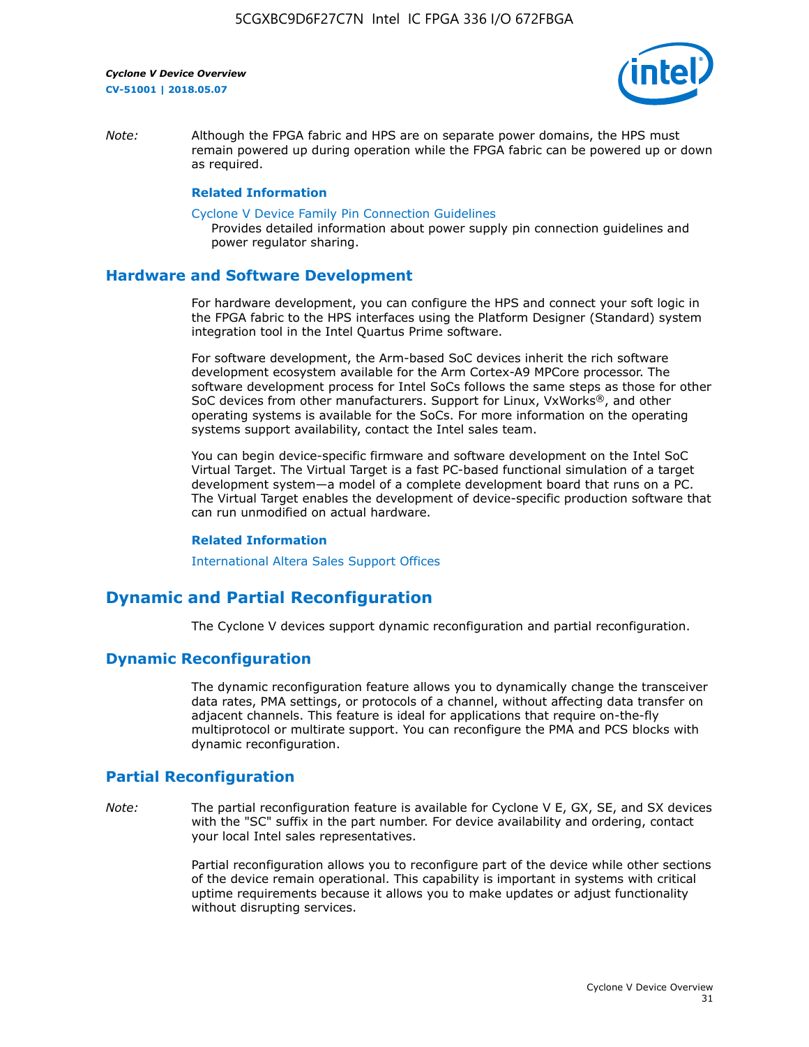*Note:* Although the FPGA fabric and HPS are on separate power domains, the HPS must remain powered up during operation while the FPGA fabric can be powered up or down as required.

**Related Information**

Cyclone V Device Family Pin Connection Guidelines
Provides detailed information about power supply pin connection guidelines and power regulator sharing.

## Hardware and Software Development

For hardware development, you can configure the HPS and connect your soft logic in the FPGA fabric to the HPS interfaces using the Platform Designer (Standard) system integration tool in the Intel Quartus Prime software.

For software development, the Arm-based SoC devices inherit the rich software development ecosystem available for the Arm Cortex-A9 MPCore processor. The software development process for Intel SoCs follows the same steps as those for other SoC devices from other manufacturers. Support for Linux, VxWorks®, and other operating systems is available for the SoCs. For more information on the operating systems support availability, contact the Intel sales team.

You can begin device-specific firmware and software development on the Intel SoC Virtual Target. The Virtual Target is a fast PC-based functional simulation of a target development system—a model of a complete development board that runs on a PC. The Virtual Target enables the development of device-specific production software that can run unmodified on actual hardware.

**Related Information**

International Altera Sales Support Offices

# Dynamic and Partial Reconfiguration

The Cyclone V devices support dynamic reconfiguration and partial reconfiguration.

## Dynamic Reconfiguration

The dynamic reconfiguration feature allows you to dynamically change the transceiver data rates, PMA settings, or protocols of a channel, without affecting data transfer on adjacent channels. This feature is ideal for applications that require on-the-fly multiprotocol or multirate support. You can reconfigure the PMA and PCS blocks with dynamic reconfiguration.

## Partial Reconfiguration

*Note:* The partial reconfiguration feature is available for Cyclone V E, GX, SE, and SX devices with the "SC" suffix in the part number. For device availability and ordering, contact your local Intel sales representatives.

Partial reconfiguration allows you to reconfigure part of the device while other sections of the device remain operational. This capability is important in systems with critical uptime requirements because it allows you to make updates or adjust functionality without disrupting services.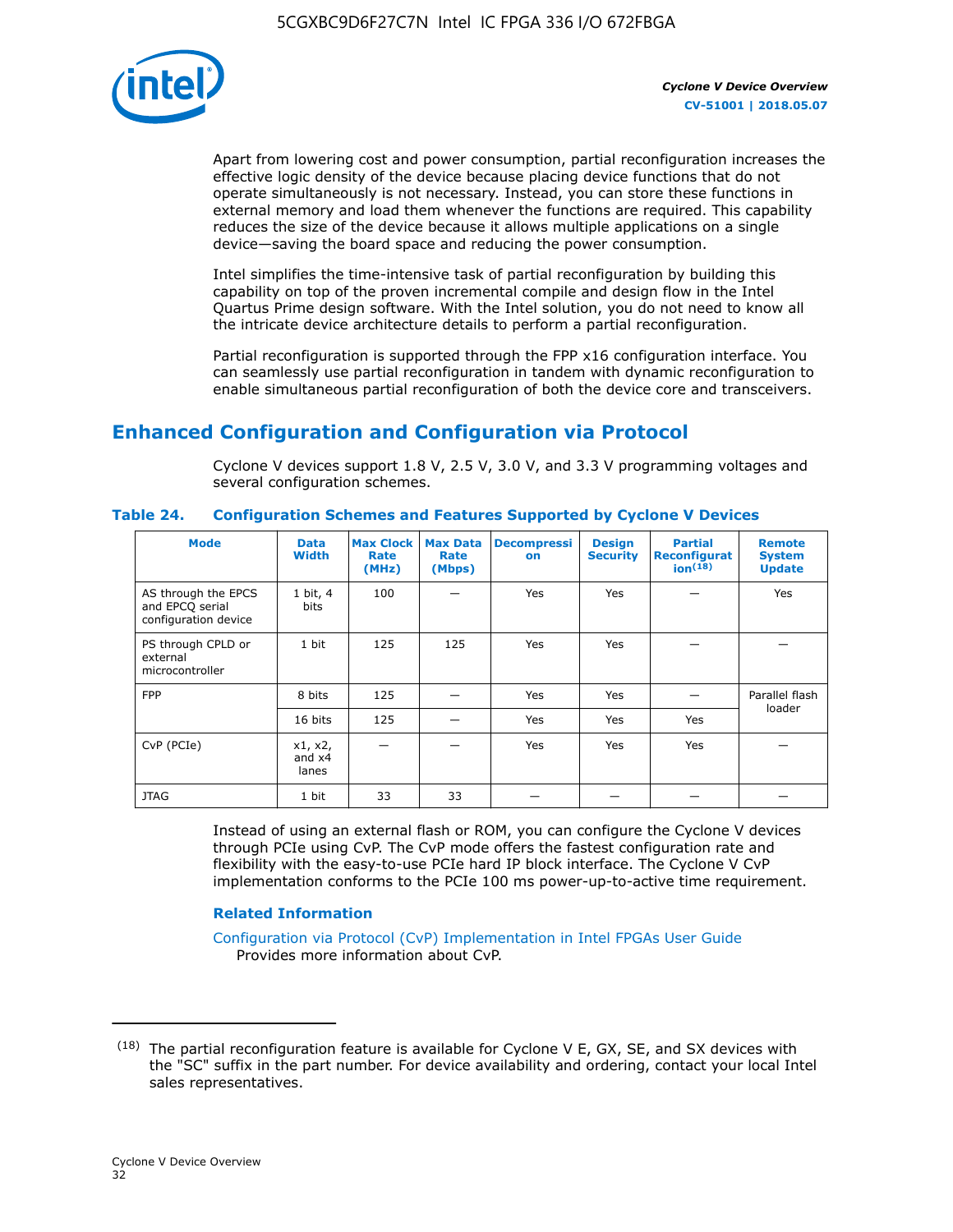Apart from lowering cost and power consumption, partial reconfiguration increases the effective logic density of the device because placing device functions that do not operate simultaneously is not necessary. Instead, you can store these functions in external memory and load them whenever the functions are required. This capability reduces the size of the device because it allows multiple applications on a single device—saving the board space and reducing the power consumption.

Intel simplifies the time-intensive task of partial reconfiguration by building this capability on top of the proven incremental compile and design flow in the Intel Quartus Prime design software. With the Intel solution, you do not need to know all the intricate device architecture details to perform a partial reconfiguration.

Partial reconfiguration is supported through the FPP x16 configuration interface. You can seamlessly use partial reconfiguration in tandem with dynamic reconfiguration to enable simultaneous partial reconfiguration of both the device core and transceivers.

## Enhanced Configuration and Configuration via Protocol

Cyclone V devices support 1.8 V, 2.5 V, 3.0 V, and 3.3 V programming voltages and several configuration schemes.

**Table 24. Configuration Schemes and Features Supported by Cyclone V Devices**

| Mode | Data Width | Max Clock Rate (MHz) | Max Data Rate (Mbps) | Decompression | Design Security | Partial Reconfiguration[18] | Remote System Update |
|---|---|---|---|---|---|---|---|
| AS through the EPCS and EPCQ serial configuration device | 1 bit, 4 bits | 100 | — | Yes | Yes | — | Yes |
| PS through CPLD or external microcontroller | 1 bit | 125 | 125 | Yes | Yes | — | — |
| FPP | 8 bits | 125 | — | Yes | Yes | — | Parallel flash loader |
| | 16 bits | 125 | — | Yes | Yes | Yes | |
| CvP (PCIe) | x1, x2, and x4 lanes | — | — | Yes | Yes | Yes | — |
| JTAG | 1 bit | 33 | 33 | — | — | — | — |

Instead of using an external flash or ROM, you can configure the Cyclone V devices through PCIe using CvP. The CvP mode offers the fastest configuration rate and flexibility with the easy-to-use PCIe hard IP block interface. The Cyclone V CvP implementation conforms to the PCIe 100 ms power-up-to-active time requirement.

### Related Information

Configuration via Protocol (CvP) Implementation in Intel FPGAs User Guide
Provides more information about CvP.

---

(18) The partial reconfiguration feature is available for Cyclone V E, GX, SE, and SX devices with the "SC" suffix in the part number. For device availability and ordering, contact your local Intel sales representatives.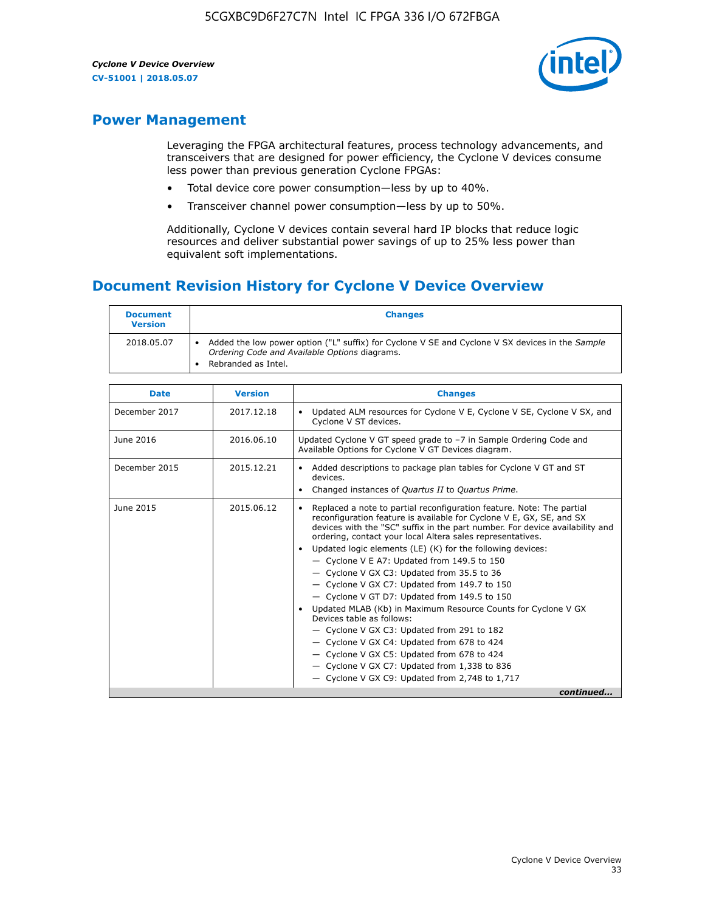## Power Management

Leveraging the FPGA architectural features, process technology advancements, and transceivers that are designed for power efficiency, the Cyclone V devices consume less power than previous generation Cyclone FPGAs:

- Total device core power consumption—less by up to 40%.
- Transceiver channel power consumption—less by up to 50%.

Additionally, Cyclone V devices contain several hard IP blocks that reduce logic resources and deliver substantial power savings of up to 25% less power than equivalent soft implementations.

## Document Revision History for Cyclone V Device Overview

| Document Version | Changes |
| --- | --- |
| 2018.05.07 | • Added the low power option ("L" suffix) for Cyclone V SE and Cyclone V SX devices in the *Sample Ordering Code and Available Options* diagrams.<br>• Rebranded as Intel. |

| Date | Version | Changes |
| --- | --- | --- |
| December 2017 | 2017.12.18 | • Updated ALM resources for Cyclone V E, Cyclone V SE, Cyclone V SX, and Cyclone V ST devices. |
| June 2016 | 2016.06.10 | Updated Cyclone V GT speed grade to –7 in Sample Ordering Code and Available Options for Cyclone V GT Devices diagram. |
| December 2015 | 2015.12.21 | • Added descriptions to package plan tables for Cyclone V GT and ST devices.<br>• Changed instances of *Quartus II* to *Quartus Prime*. |
| June 2015 | 2015.06.12 | • Replaced a note to partial reconfiguration feature. Note: The partial reconfiguration feature is available for Cyclone V E, GX, SE, and SX devices with the "SC" suffix in the part number. For device availability and ordering, contact your local Altera sales representatives.<br>• Updated logic elements (LE) (K) for the following devices:<br>— Cyclone V E A7: Updated from 149.5 to 150<br>— Cyclone V GX C3: Updated from 35.5 to 36<br>— Cyclone V GX C7: Updated from 149.7 to 150<br>— Cyclone V GT D7: Updated from 149.5 to 150<br>• Updated MLAB (Kb) in Maximum Resource Counts for Cyclone V GX Devices table as follows:<br>— Cyclone V GX C3: Updated from 291 to 182<br>— Cyclone V GX C4: Updated from 678 to 424<br>— Cyclone V GX C5: Updated from 678 to 424<br>— Cyclone V GX C7: Updated from 1,338 to 836<br>— Cyclone V GX C9: Updated from 2,748 to 1,717 |

*continued...*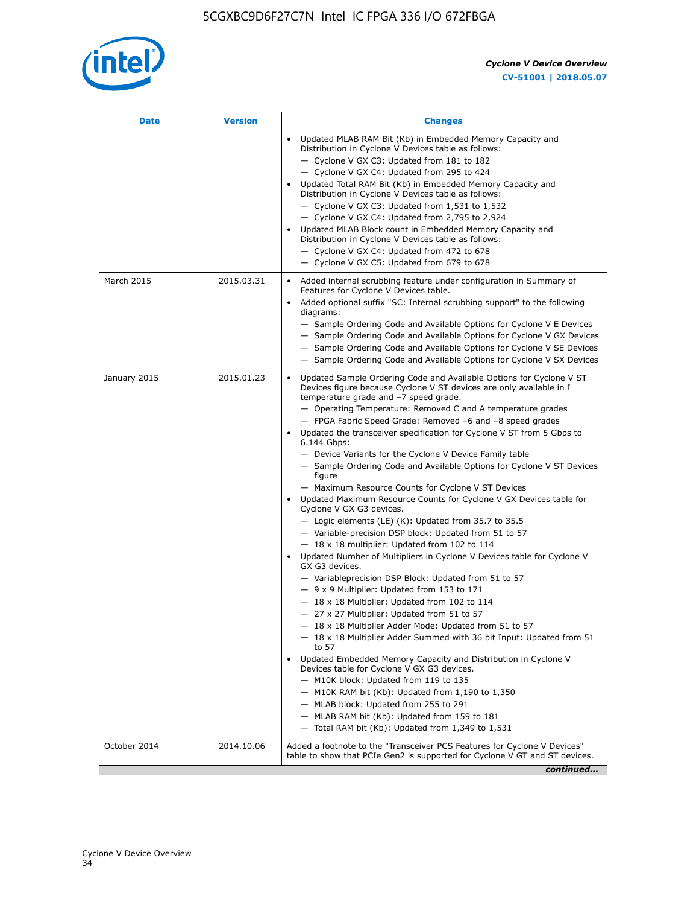| Date | Version | Changes |
|---|---|---|
| | | • Updated MLAB RAM Bit (Kb) in Embedded Memory Capacity and Distribution in Cyclone V Devices table as follows:<br>— Cyclone V GX C3: Updated from 181 to 182<br>— Cyclone V GX C4: Updated from 295 to 424<br>• Updated Total RAM Bit (Kb) in Embedded Memory Capacity and Distribution in Cyclone V Devices table as follows:<br>— Cyclone V GX C3: Updated from 1,531 to 1,532<br>— Cyclone V GX C4: Updated from 2,795 to 2,924<br>• Updated MLAB Block count in Embedded Memory Capacity and Distribution in Cyclone V Devices table as follows:<br>— Cyclone V GX C4: Updated from 472 to 678<br>— Cyclone V GX C5: Updated from 679 to 678 |
| March 2015 | 2015.03.31 | • Added internal scrubbing feature under configuration in Summary of Features for Cyclone V Devices table.<br>• Added optional suffix "SC: Internal scrubbing support" to the following diagrams:<br>— Sample Ordering Code and Available Options for Cyclone V E Devices<br>— Sample Ordering Code and Available Options for Cyclone V GX Devices<br>— Sample Ordering Code and Available Options for Cyclone V SE Devices<br>— Sample Ordering Code and Available Options for Cyclone V SX Devices |
| January 2015 | 2015.01.23 | • Updated Sample Ordering Code and Available Options for Cyclone V ST Devices figure because Cyclone V ST devices are only available in I temperature grade and −7 speed grade.<br>— Operating Temperature: Removed C and A temperature grades<br>— FPGA Fabric Speed Grade: Removed −6 and −8 speed grades<br>• Updated the transceiver specification for Cyclone V ST from 5 Gbps to 6.144 Gbps:<br>— Device Variants for the Cyclone V Device Family table<br>— Sample Ordering Code and Available Options for Cyclone V ST Devices figure<br>— Maximum Resource Counts for Cyclone V ST Devices<br>• Updated Maximum Resource Counts for Cyclone V GX Devices table for Cyclone V GX G3 devices.<br>— Logic elements (LE) (K): Updated from 35.7 to 35.5<br>— Variable-precision DSP block: Updated from 51 to 57<br>— 18 x 18 multiplier: Updated from 102 to 114<br>• Updated Number of Multipliers in Cyclone V Devices table for Cyclone V GX G3 devices.<br>— Variableprecision DSP Block: Updated from 51 to 57<br>— 9 x 9 Multiplier: Updated from 153 to 171<br>— 18 x 18 Multiplier: Updated from 102 to 114<br>— 27 x 27 Multiplier: Updated from 51 to 57<br>— 18 x 18 Multiplier Adder Mode: Updated from 51 to 57<br>— 18 x 18 Multiplier Adder Summed with 36 bit Input: Updated from 51 to 57<br>• Updated Embedded Memory Capacity and Distribution in Cyclone V Devices table for Cyclone V GX G3 devices.<br>— M10K block: Updated from 119 to 135<br>— M10K RAM bit (Kb): Updated from 1,190 to 1,350<br>— MLAB block: Updated from 255 to 291<br>— MLAB RAM bit (Kb): Updated from 159 to 181<br>— Total RAM bit (Kb): Updated from 1,349 to 1,531 |
| October 2014 | 2014.10.06 | Added a footnote to the "Transceiver PCS Features for Cyclone V Devices" table to show that PCIe Gen2 is supported for Cyclone V GT and ST devices. |

*continued...*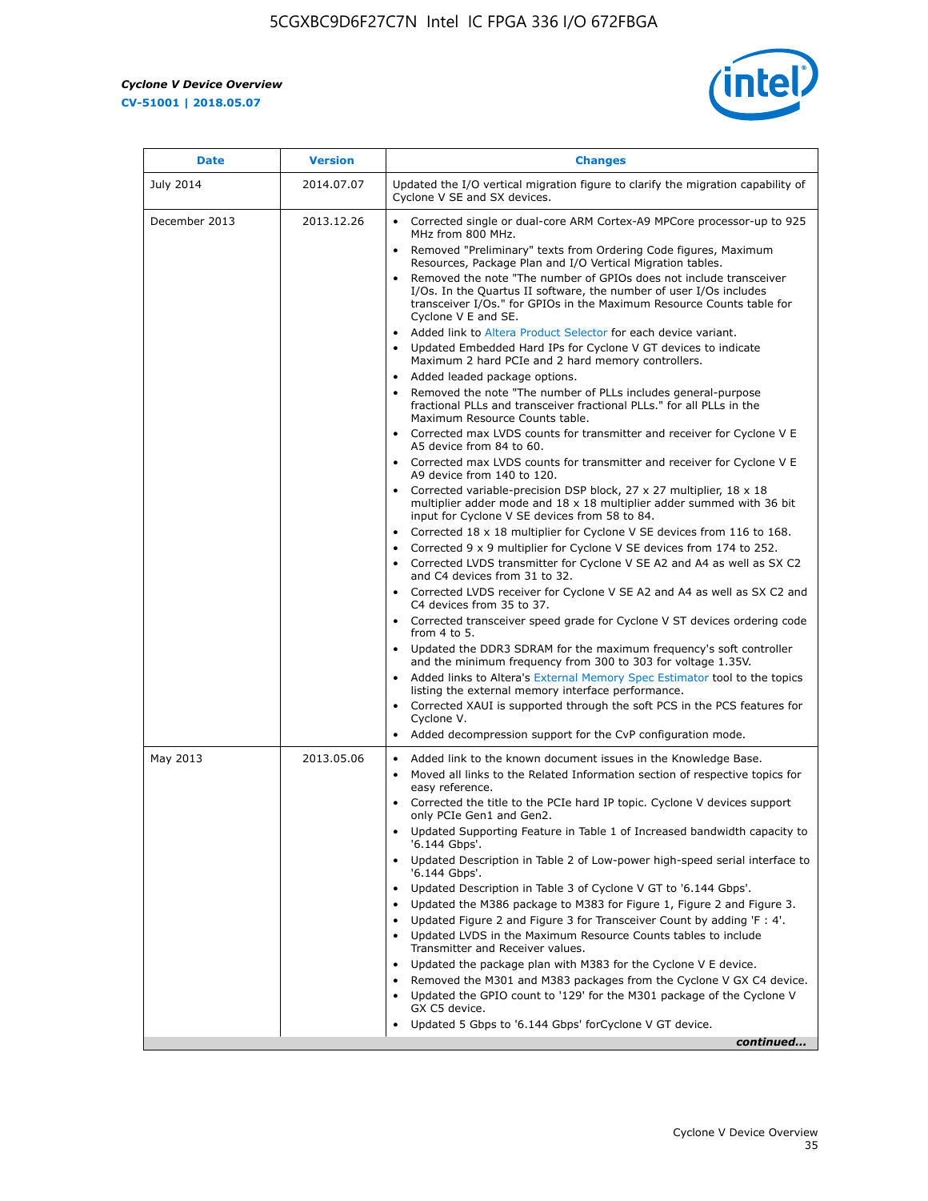| Date | Version | Changes |
| --- | --- | --- |
| July 2014 | 2014.07.07 | Updated the I/O vertical migration figure to clarify the migration capability of Cyclone V SE and SX devices. |
| December 2013 | 2013.12.26 | • Corrected single or dual-core ARM Cortex-A9 MPCore processor-up to 925 MHz from 800 MHz.<br>• Removed "Preliminary" texts from Ordering Code figures, Maximum Resources, Package Plan and I/O Vertical Migration tables.<br>• Removed the note "The number of GPIOs does not include transceiver I/Os. In the Quartus II software, the number of user I/Os includes transceiver I/Os." for GPIOs in the Maximum Resource Counts table for Cyclone V E and SE.<br>• Added link to Altera Product Selector for each device variant.<br>• Updated Embedded Hard IPs for Cyclone V GT devices to indicate Maximum 2 hard PCIe and 2 hard memory controllers.<br>• Added leaded package options.<br>• Removed the note "The number of PLLs includes general-purpose fractional PLLs and transceiver fractional PLLs." for all PLLs in the Maximum Resource Counts table.<br>• Corrected max LVDS counts for transmitter and receiver for Cyclone V E A5 device from 84 to 60.<br>• Corrected max LVDS counts for transmitter and receiver for Cyclone V E A9 device from 140 to 120.<br>• Corrected variable-precision DSP block, 27 x 27 multiplier, 18 x 18 multiplier adder mode and 18 x 18 multiplier adder summed with 36 bit input for Cyclone V SE devices from 58 to 84.<br>• Corrected 18 x 18 multiplier for Cyclone V SE devices from 116 to 168.<br>• Corrected 9 x 9 multiplier for Cyclone V SE devices from 174 to 252.<br>• Corrected LVDS transmitter for Cyclone V SE A2 and A4 as well as SX C2 and C4 devices from 31 to 32.<br>• Corrected LVDS receiver for Cyclone V SE A2 and A4 as well as SX C2 and C4 devices from 35 to 37.<br>• Corrected transceiver speed grade for Cyclone V ST devices ordering code from 4 to 5.<br>• Updated the DDR3 SDRAM for the maximum frequency's soft controller and the minimum frequency from 300 to 303 for voltage 1.35V.<br>• Added links to Altera's External Memory Spec Estimator tool to the topics listing the external memory interface performance.<br>• Corrected XAUI is supported through the soft PCS in the PCS features for Cyclone V.<br>• Added decompression support for the CvP configuration mode. |
| May 2013 | 2013.05.06 | • Added link to the known document issues in the Knowledge Base.<br>• Moved all links to the Related Information section of respective topics for easy reference.<br>• Corrected the title to the PCIe hard IP topic. Cyclone V devices support only PCIe Gen1 and Gen2.<br>• Updated Supporting Feature in Table 1 of Increased bandwidth capacity to '6.144 Gbps'.<br>• Updated Description in Table 2 of Low-power high-speed serial interface to '6.144 Gbps'.<br>• Updated Description in Table 3 of Cyclone V GT to '6.144 Gbps'.<br>• Updated the M386 package to M383 for Figure 1, Figure 2 and Figure 3.<br>• Updated Figure 2 and Figure 3 for Transceiver Count by adding 'F : 4'.<br>• Updated LVDS in the Maximum Resource Counts tables to include Transmitter and Receiver values.<br>• Updated the package plan with M383 for the Cyclone V E device.<br>• Removed the M301 and M383 packages from the Cyclone V GX C4 device.<br>• Updated the GPIO count to '129' for the M301 package of the Cyclone V GX C5 device.<br>• Updated 5 Gbps to '6.144 Gbps' forCyclone V GT device. |

*continued...*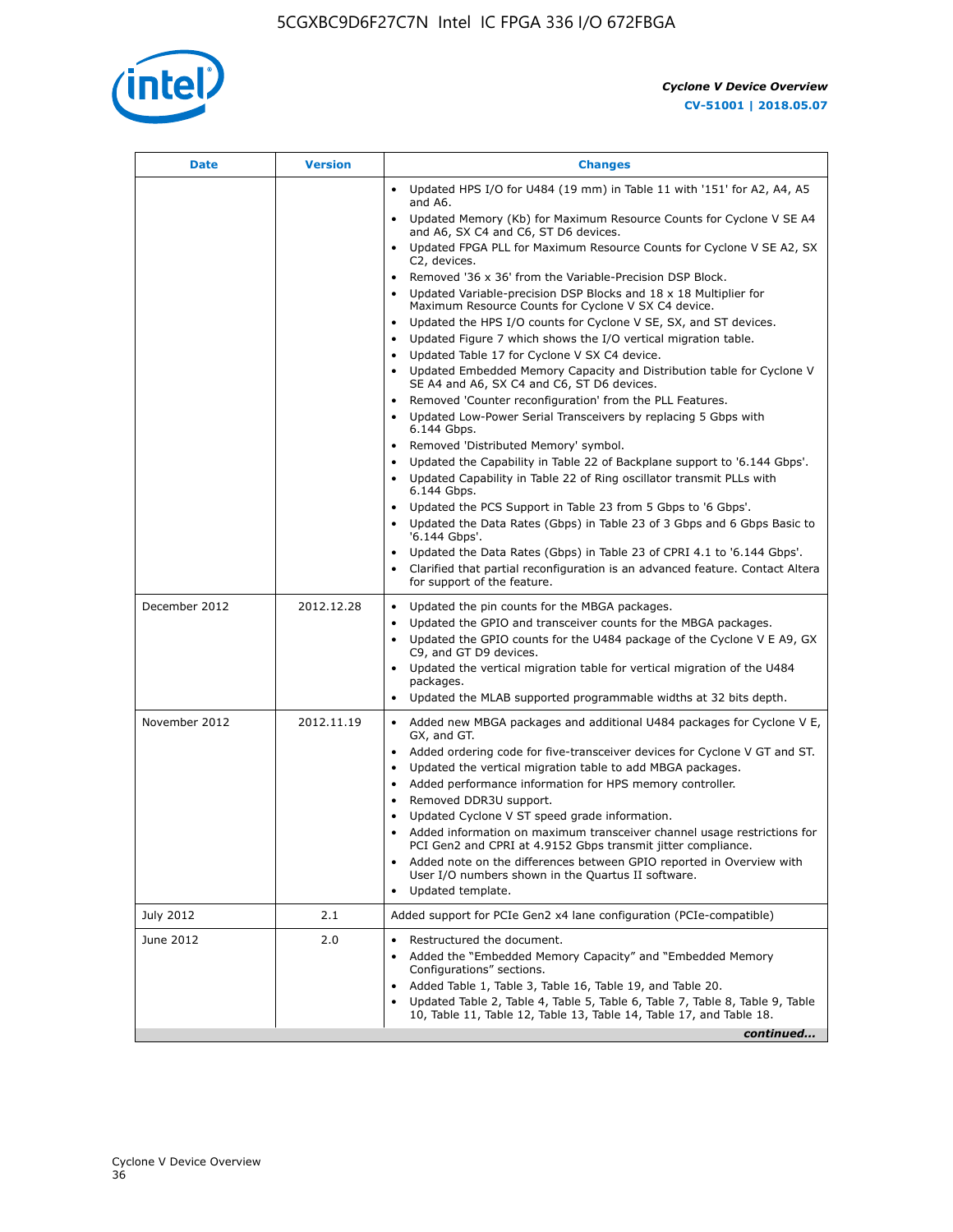| Date | Version | Changes |
| --- | --- | --- |
| | | • Updated HPS I/O for U484 (19 mm) in Table 11 with '151' for A2, A4, A5 and A6.<br>• Updated Memory (Kb) for Maximum Resource Counts for Cyclone V SE A4 and A6, SX C4 and C6, ST D6 devices.<br>• Updated FPGA PLL for Maximum Resource Counts for Cyclone V SE A2, SX C2, devices.<br>• Removed '36 x 36' from the Variable-Precision DSP Block.<br>• Updated Variable-precision DSP Blocks and 18 x 18 Multiplier for Maximum Resource Counts for Cyclone V SX C4 device.<br>• Updated the HPS I/O counts for Cyclone V SE, SX, and ST devices.<br>• Updated Figure 7 which shows the I/O vertical migration table.<br>• Updated Table 17 for Cyclone V SX C4 device.<br>• Updated Embedded Memory Capacity and Distribution table for Cyclone V SE A4 and A6, SX C4 and C6, ST D6 devices.<br>• Removed 'Counter reconfiguration' from the PLL Features.<br>• Updated Low-Power Serial Transceivers by replacing 5 Gbps with 6.144 Gbps.<br>• Removed 'Distributed Memory' symbol.<br>• Updated the Capability in Table 22 of Backplane support to '6.144 Gbps'.<br>• Updated Capability in Table 22 of Ring oscillator transmit PLLs with 6.144 Gbps.<br>• Updated the PCS Support in Table 23 from 5 Gbps to '6 Gbps'.<br>• Updated the Data Rates (Gbps) in Table 23 of 3 Gbps and 6 Gbps Basic to '6.144 Gbps'.<br>• Updated the Data Rates (Gbps) in Table 23 of CPRI 4.1 to '6.144 Gbps'.<br>• Clarified that partial reconfiguration is an advanced feature. Contact Altera for support of the feature. |
| December 2012 | 2012.12.28 | • Updated the pin counts for the MBGA packages.<br>• Updated the GPIO and transceiver counts for the MBGA packages.<br>• Updated the GPIO counts for the U484 package of the Cyclone V E A9, GX C9, and GT D9 devices.<br>• Updated the vertical migration table for vertical migration of the U484 packages.<br>• Updated the MLAB supported programmable widths at 32 bits depth. |
| November 2012 | 2012.11.19 | • Added new MBGA packages and additional U484 packages for Cyclone V E, GX, and GT.<br>• Added ordering code for five-transceiver devices for Cyclone V GT and ST.<br>• Updated the vertical migration table to add MBGA packages.<br>• Added performance information for HPS memory controller.<br>• Removed DDR3U support.<br>• Updated Cyclone V ST speed grade information.<br>• Added information on maximum transceiver channel usage restrictions for PCI Gen2 and CPRI at 4.9152 Gbps transmit jitter compliance.<br>• Added note on the differences between GPIO reported in Overview with User I/O numbers shown in the Quartus II software.<br>• Updated template. |
| July 2012 | 2.1 | Added support for PCIe Gen2 x4 lane configuration (PCIe-compatible) |
| June 2012 | 2.0 | • Restructured the document.<br>• Added the "Embedded Memory Capacity" and "Embedded Memory Configurations" sections.<br>• Added Table 1, Table 3, Table 16, Table 19, and Table 20.<br>• Updated Table 2, Table 4, Table 5, Table 6, Table 7, Table 8, Table 9, Table 10, Table 11, Table 12, Table 13, Table 14, Table 17, and Table 18. |

*continued...*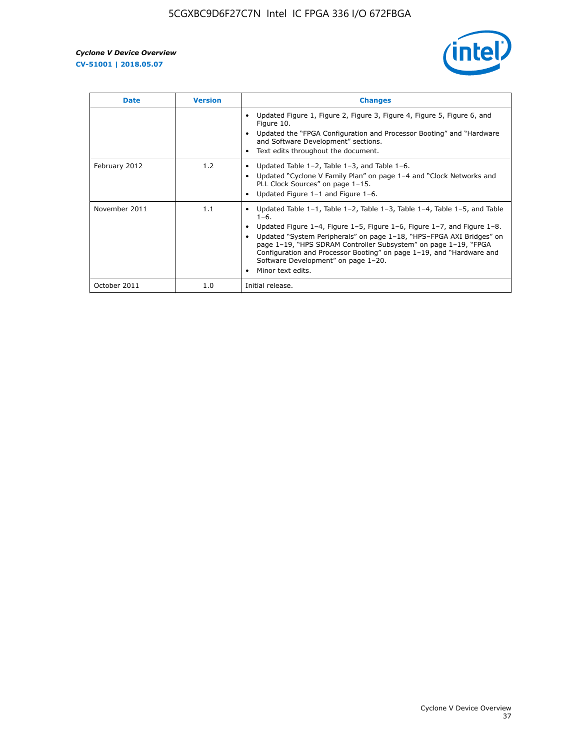| Date | Version | Changes |
|---|---|---|
| | | • Updated Figure 1, Figure 2, Figure 3, Figure 4, Figure 5, Figure 6, and Figure 10.<br>• Updated the "FPGA Configuration and Processor Booting" and "Hardware and Software Development" sections.<br>• Text edits throughout the document. |
| February 2012 | 1.2 | • Updated Table 1–2, Table 1–3, and Table 1–6.<br>• Updated "Cyclone V Family Plan" on page 1–4 and "Clock Networks and PLL Clock Sources" on page 1–15.<br>• Updated Figure 1–1 and Figure 1–6. |
| November 2011 | 1.1 | • Updated Table 1–1, Table 1–2, Table 1–3, Table 1–4, Table 1–5, and Table 1–6.<br>• Updated Figure 1–4, Figure 1–5, Figure 1–6, Figure 1–7, and Figure 1–8.<br>• Updated "System Peripherals" on page 1–18, "HPS–FPGA AXI Bridges" on page 1–19, "HPS SDRAM Controller Subsystem" on page 1–19, "FPGA Configuration and Processor Booting" on page 1–19, and "Hardware and Software Development" on page 1–20.<br>• Minor text edits. |
| October 2011 | 1.0 | Initial release. |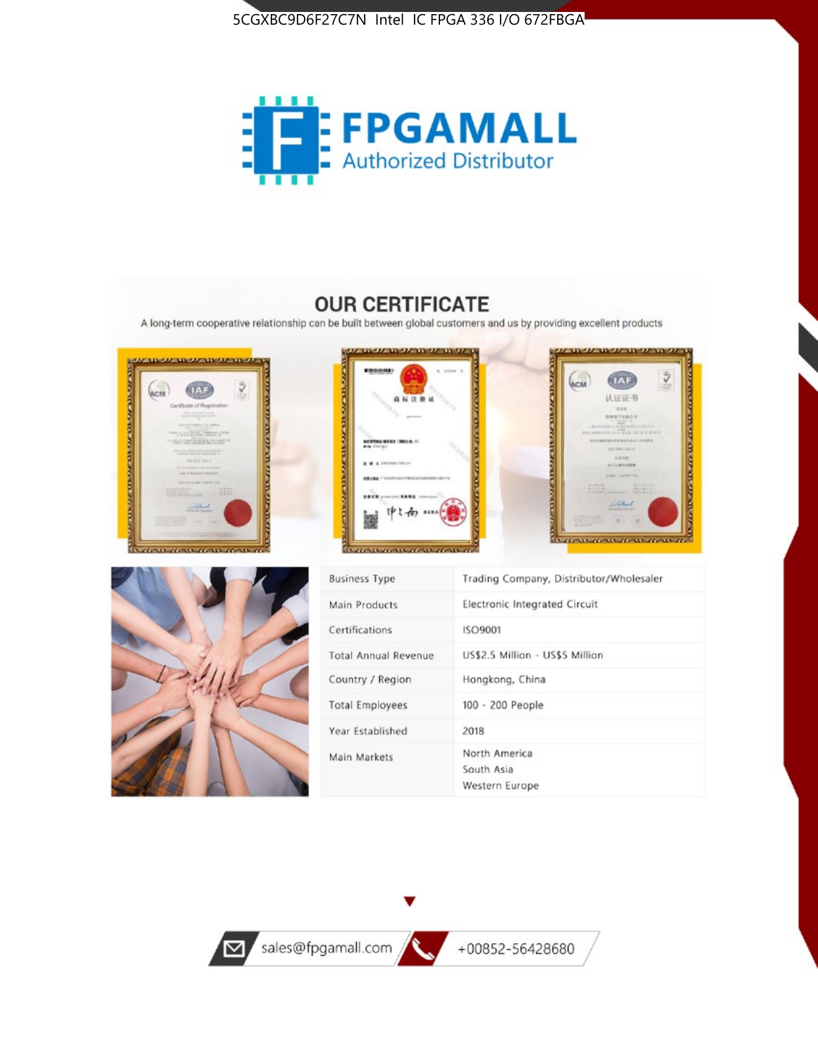FPGAMALL

Authorized Distributor

## OUR CERTIFICATE

A long-term cooperative relationship can be built between global customers and us by providing excellent products

| | |
|---|---|
| Business Type | Trading Company, Distributor/Wholesaler |
| Main Products | Electronic Integrated Circuit |
| Certifications | ISO9001 |
| Total Annual Revenue | US$2.5 Million - US$5 Million |
| Country / Region | Hongkong, China |
| Total Employees | 100 - 200 People |
| Year Established | 2018 |
| Main Markets | North America<br>South Asia<br>Western Europe |

sales@fpgamall.com

+00852-56428680